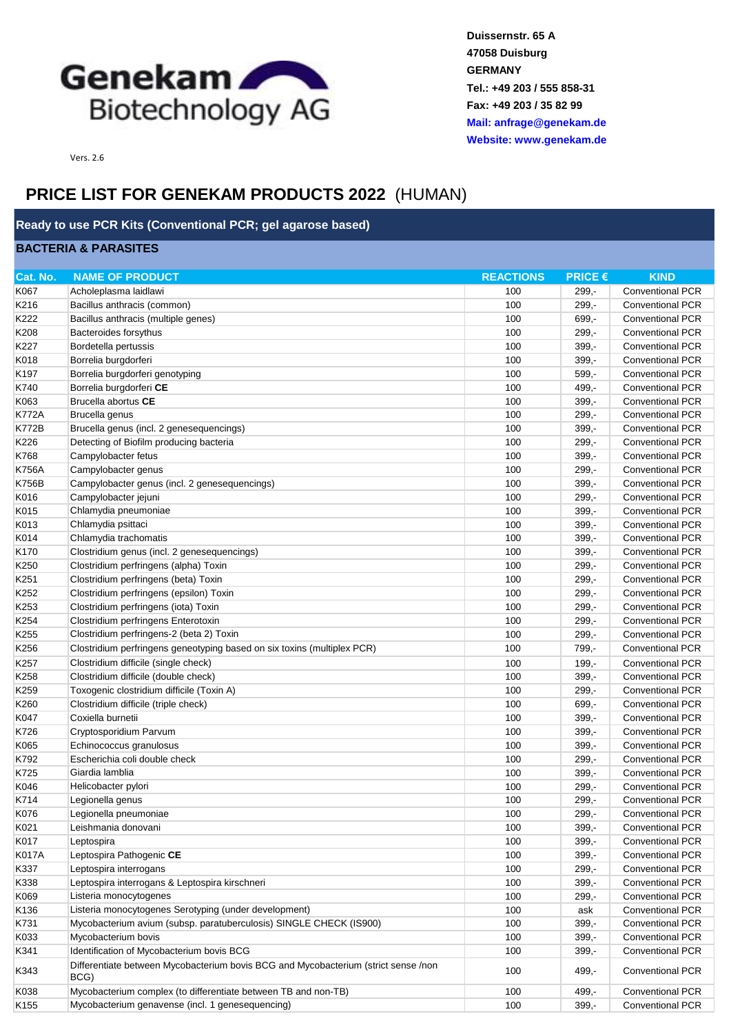Genekam Biotechnology AG

Duissernstr. 65 A
47058 Duisburg
GERMANY
Tel.: +49 203 / 555 858-31
Fax: +49 203 / 35 82 99
Mail: anfrage@genekam.de
Website: www.genekam.de

Vers. 2.6

# PRICE LIST FOR GENEKAM PRODUCTS 2022 (HUMAN)

## Ready to use PCR Kits (Conventional PCR; gel agarose based)

### BACTERIA & PARASITES

| Cat. No. | NAME OF PRODUCT | REACTIONS | PRICE € | KIND |
|---|---|---|---|---|
| K067 | Acholeplasma laidlawi | 100 | 299,- | Conventional PCR |
| K216 | Bacillus anthracis (common) | 100 | 299,- | Conventional PCR |
| K222 | Bacillus anthracis (multiple genes) | 100 | 699,- | Conventional PCR |
| K208 | Bacteroides forsythus | 100 | 299,- | Conventional PCR |
| K227 | Bordetella pertussis | 100 | 399,- | Conventional PCR |
| K018 | Borrelia burgdorferi | 100 | 399,- | Conventional PCR |
| K197 | Borrelia burgdorferi genotyping | 100 | 599,- | Conventional PCR |
| K740 | Borrelia burgdorferi **CE** | 100 | 499,- | Conventional PCR |
| K063 | Brucella abortus **CE** | 100 | 399,- | Conventional PCR |
| K772A | Brucella genus | 100 | 299,- | Conventional PCR |
| K772B | Brucella genus (incl. 2 genesequencings) | 100 | 399,- | Conventional PCR |
| K226 | Detecting of Biofilm producing bacteria | 100 | 299,- | Conventional PCR |
| K768 | Campylobacter fetus | 100 | 399,- | Conventional PCR |
| K756A | Campylobacter genus | 100 | 299,- | Conventional PCR |
| K756B | Campylobacter genus (incl. 2 genesequencings) | 100 | 399,- | Conventional PCR |
| K016 | Campylobacter jejuni | 100 | 299,- | Conventional PCR |
| K015 | Chlamydia pneumoniae | 100 | 399,- | Conventional PCR |
| K013 | Chlamydia psittaci | 100 | 399,- | Conventional PCR |
| K014 | Chlamydia trachomatis | 100 | 399,- | Conventional PCR |
| K170 | Clostridium genus (incl. 2 genesequencings) | 100 | 399,- | Conventional PCR |
| K250 | Clostridium perfringens (alpha) Toxin | 100 | 299,- | Conventional PCR |
| K251 | Clostridium perfringens (beta) Toxin | 100 | 299,- | Conventional PCR |
| K252 | Clostridium perfringens (epsilon) Toxin | 100 | 299,- | Conventional PCR |
| K253 | Clostridium perfringens (iota) Toxin | 100 | 299,- | Conventional PCR |
| K254 | Clostridium perfringens Enterotoxin | 100 | 299,- | Conventional PCR |
| K255 | Clostridium perfringens-2 (beta 2) Toxin | 100 | 299,- | Conventional PCR |
| K256 | Clostridium perfringens geneotyping based on six toxins (multiplex PCR) | 100 | 799,- | Conventional PCR |
| K257 | Clostridium difficile (single check) | 100 | 199,- | Conventional PCR |
| K258 | Clostridium difficile (double check) | 100 | 399,- | Conventional PCR |
| K259 | Toxogenic clostridium difficile (Toxin A) | 100 | 299,- | Conventional PCR |
| K260 | Clostridium difficile (triple check) | 100 | 699,- | Conventional PCR |
| K047 | Coxiella burnetii | 100 | 399,- | Conventional PCR |
| K726 | Cryptosporidium Parvum | 100 | 399,- | Conventional PCR |
| K065 | Echinococcus granulosus | 100 | 399,- | Conventional PCR |
| K792 | Escherichia coli double check | 100 | 299,- | Conventional PCR |
| K725 | Giardia lamblia | 100 | 399,- | Conventional PCR |
| K046 | Helicobacter pylori | 100 | 299,- | Conventional PCR |
| K714 | Legionella genus | 100 | 299,- | Conventional PCR |
| K076 | Legionella pneumoniae | 100 | 299,- | Conventional PCR |
| K021 | Leishmania donovani | 100 | 399,- | Conventional PCR |
| K017 | Leptospira | 100 | 399,- | Conventional PCR |
| K017A | Leptospira Pathogenic **CE** | 100 | 399,- | Conventional PCR |
| K337 | Leptospira interrogans | 100 | 299,- | Conventional PCR |
| K338 | Leptospira interrogans & Leptospira kirschneri | 100 | 399,- | Conventional PCR |
| K069 | Listeria monocytogenes | 100 | 299,- | Conventional PCR |
| K136 | Listeria monocytogenes Serotyping (under development) | 100 | ask | Conventional PCR |
| K731 | Mycobacterium avium (subsp. paratuberculosis) SINGLE CHECK (IS900) | 100 | 399,- | Conventional PCR |
| K033 | Mycobacterium bovis | 100 | 399,- | Conventional PCR |
| K341 | Identification of Mycobacterium bovis BCG | 100 | 399,- | Conventional PCR |
| K343 | Differentiate between Mycobacterium bovis BCG and Mycobacterium (strict sense /non BCG) | 100 | 499,- | Conventional PCR |
| K038 | Mycobacterium complex (to differentiate between TB and non-TB) | 100 | 499,- | Conventional PCR |
| K155 | Mycobacterium genavense (incl. 1 genesequencing) | 100 | 399,- | Conventional PCR |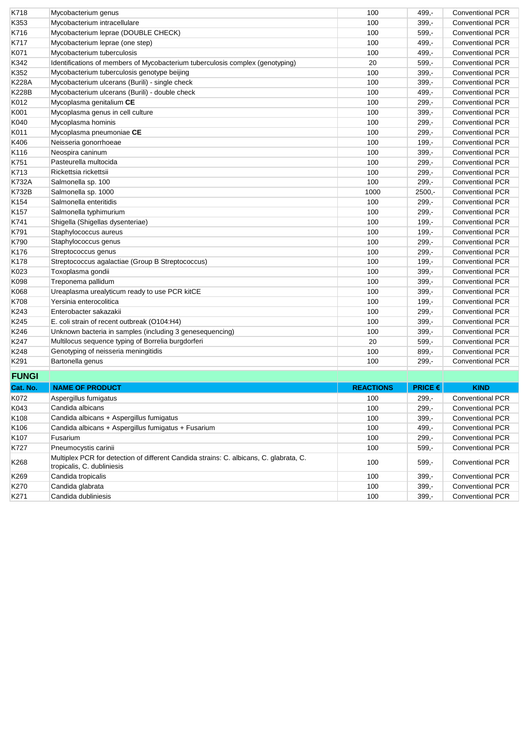| | | | | |
|---|---|---|---|---|
| K718 | Mycobacterium genus | 100 | 499,- | Conventional PCR |
| K353 | Mycobacterium intracellulare | 100 | 399,- | Conventional PCR |
| K716 | Mycobacterium leprae (DOUBLE CHECK) | 100 | 599,- | Conventional PCR |
| K717 | Mycobacterium leprae (one step) | 100 | 499,- | Conventional PCR |
| K071 | Mycobacterium tuberculosis | 100 | 499,- | Conventional PCR |
| K342 | Identifications of members of Mycobacterium tuberculosis complex (genotyping) | 20 | 599,- | Conventional PCR |
| K352 | Mycobacterium tuberculosis genotype beijing | 100 | 399,- | Conventional PCR |
| K228A | Mycobacterium ulcerans (Burili) - single check | 100 | 399,- | Conventional PCR |
| K228B | Mycobacterium ulcerans (Burili) - double check | 100 | 499,- | Conventional PCR |
| K012 | Mycoplasma genitalium **CE** | 100 | 299,- | Conventional PCR |
| K001 | Mycoplasma genus in cell culture | 100 | 399,- | Conventional PCR |
| K040 | Mycoplasma hominis | 100 | 299,- | Conventional PCR |
| K011 | Mycoplasma pneumoniae **CE** | 100 | 299,- | Conventional PCR |
| K406 | Neisseria gonorrhoeae | 100 | 199,- | Conventional PCR |
| K116 | Neospira caninum | 100 | 399,- | Conventional PCR |
| K751 | Pasteurella multocida | 100 | 299,- | Conventional PCR |
| K713 | Rickettsia rickettsii | 100 | 299,- | Conventional PCR |
| K732A | Salmonella sp. 100 | 100 | 299,- | Conventional PCR |
| K732B | Salmonella sp. 1000 | 1000 | 2500,- | Conventional PCR |
| K154 | Salmonella enteritidis | 100 | 299,- | Conventional PCR |
| K157 | Salmonella typhimurium | 100 | 299,- | Conventional PCR |
| K741 | Shigella (Shigellas dysenteriae) | 100 | 199,- | Conventional PCR |
| K791 | Staphylococcus aureus | 100 | 199,- | Conventional PCR |
| K790 | Staphylococcus genus | 100 | 299,- | Conventional PCR |
| K176 | Streptococcus genus | 100 | 299,- | Conventional PCR |
| K178 | Streptococcus agalactiae (Group B Streptococcus) | 100 | 199,- | Conventional PCR |
| K023 | Toxoplasma gondii | 100 | 399,- | Conventional PCR |
| K098 | Treponema pallidum | 100 | 399,- | Conventional PCR |
| K068 | Ureaplasma urealyticum ready to use PCR kitCE | 100 | 399,- | Conventional PCR |
| K708 | Yersinia enterocolitica | 100 | 199,- | Conventional PCR |
| K243 | Enterobacter sakazakii | 100 | 299,- | Conventional PCR |
| K245 | E. coli strain of recent outbreak (O104:H4) | 100 | 399,- | Conventional PCR |
| K246 | Unknown bacteria in samples (including 3 genesequencing) | 100 | 399,- | Conventional PCR |
| K247 | Multilocus sequence typing of Borrelia burgdorferi | 20 | 599,- | Conventional PCR |
| K248 | Genotyping of neisseria meningitidis | 100 | 899,- | Conventional PCR |
| K291 | Bartonella genus | 100 | 299,- | Conventional PCR |

## FUNGI

| Cat. No. | NAME OF PRODUCT | REACTIONS | PRICE € | KIND |
|---|---|---|---|---|
| K072 | Aspergillus fumigatus | 100 | 299,- | Conventional PCR |
| K043 | Candida albicans | 100 | 299,- | Conventional PCR |
| K108 | Candida albicans + Aspergillus fumigatus | 100 | 399,- | Conventional PCR |
| K106 | Candida albicans + Aspergillus fumigatus + Fusarium | 100 | 499,- | Conventional PCR |
| K107 | Fusarium | 100 | 299,- | Conventional PCR |
| K727 | Pneumocystis carinii | 100 | 599,- | Conventional PCR |
| K268 | Multiplex PCR for detection of different Candida strains: C. albicans, C. glabrata, C. tropicalis, C. dubliniesis | 100 | 599,- | Conventional PCR |
| K269 | Candida tropicalis | 100 | 399,- | Conventional PCR |
| K270 | Candida glabrata | 100 | 399,- | Conventional PCR |
| K271 | Candida dubliniesis | 100 | 399,- | Conventional PCR |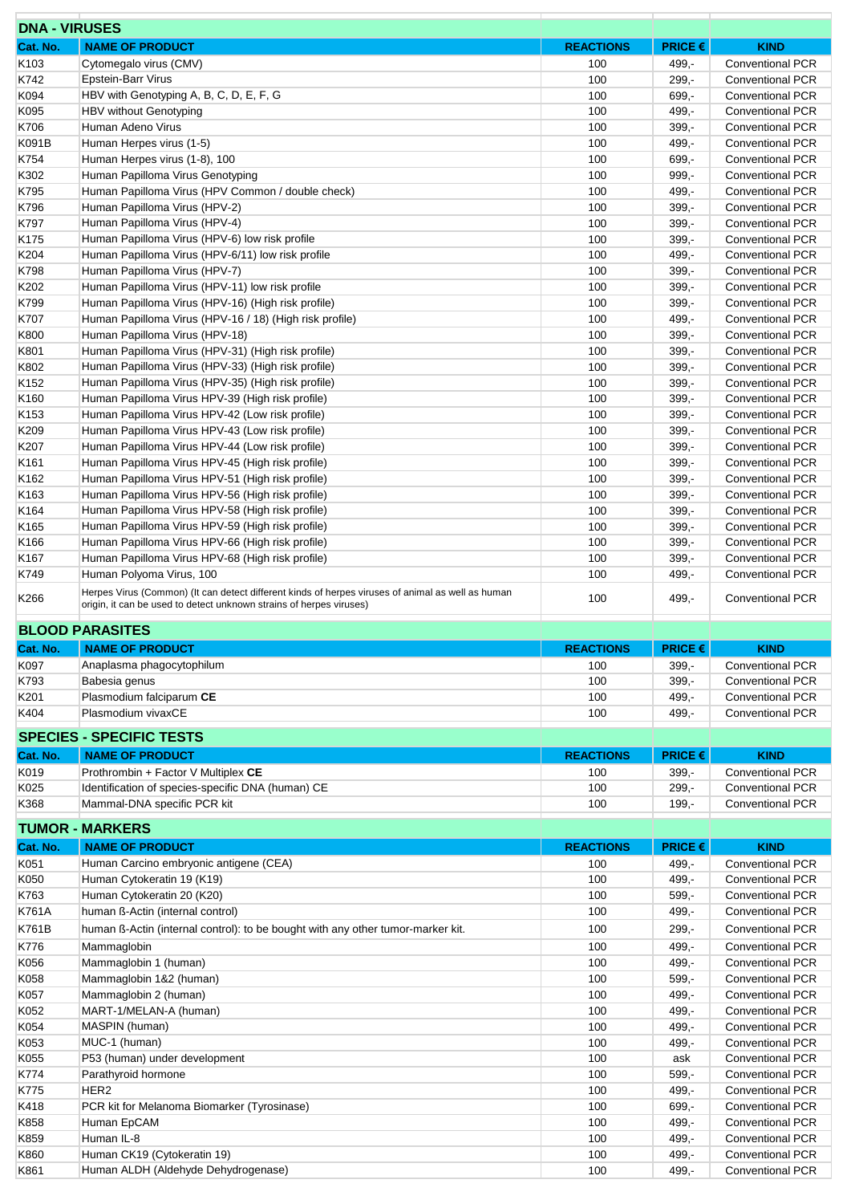## DNA - VIRUSES

| Cat. No. | NAME OF PRODUCT | REACTIONS | PRICE € | KIND |
|---|---|---|---|---|
| K103 | Cytomegalo virus (CMV) | 100 | 499,- | Conventional PCR |
| K742 | Epstein-Barr Virus | 100 | 299,- | Conventional PCR |
| K094 | HBV with Genotyping A, B, C, D, E, F, G | 100 | 699,- | Conventional PCR |
| K095 | HBV without Genotyping | 100 | 499,- | Conventional PCR |
| K706 | Human Adeno Virus | 100 | 399,- | Conventional PCR |
| K091B | Human Herpes virus (1-5) | 100 | 499,- | Conventional PCR |
| K754 | Human Herpes virus (1-8), 100 | 100 | 699,- | Conventional PCR |
| K302 | Human Papilloma Virus Genotyping | 100 | 999,- | Conventional PCR |
| K795 | Human Papilloma Virus (HPV Common / double check) | 100 | 499,- | Conventional PCR |
| K796 | Human Papilloma Virus (HPV-2) | 100 | 399,- | Conventional PCR |
| K797 | Human Papilloma Virus (HPV-4) | 100 | 399,- | Conventional PCR |
| K175 | Human Papilloma Virus (HPV-6) low risk profile | 100 | 399,- | Conventional PCR |
| K204 | Human Papilloma Virus (HPV-6/11) low risk profile | 100 | 499,- | Conventional PCR |
| K798 | Human Papilloma Virus (HPV-7) | 100 | 399,- | Conventional PCR |
| K202 | Human Papilloma Virus (HPV-11) low risk profile | 100 | 399,- | Conventional PCR |
| K799 | Human Papilloma Virus (HPV-16) (High risk profile) | 100 | 399,- | Conventional PCR |
| K707 | Human Papilloma Virus (HPV-16 / 18) (High risk profile) | 100 | 499,- | Conventional PCR |
| K800 | Human Papilloma Virus (HPV-18) | 100 | 399,- | Conventional PCR |
| K801 | Human Papilloma Virus (HPV-31) (High risk profile) | 100 | 399,- | Conventional PCR |
| K802 | Human Papilloma Virus (HPV-33) (High risk profile) | 100 | 399,- | Conventional PCR |
| K152 | Human Papilloma Virus (HPV-35) (High risk profile) | 100 | 399,- | Conventional PCR |
| K160 | Human Papilloma Virus HPV-39 (High risk profile) | 100 | 399,- | Conventional PCR |
| K153 | Human Papilloma Virus HPV-42 (Low risk profile) | 100 | 399,- | Conventional PCR |
| K209 | Human Papilloma Virus HPV-43 (Low risk profile) | 100 | 399,- | Conventional PCR |
| K207 | Human Papilloma Virus HPV-44 (Low risk profile) | 100 | 399,- | Conventional PCR |
| K161 | Human Papilloma Virus HPV-45 (High risk profile) | 100 | 399,- | Conventional PCR |
| K162 | Human Papilloma Virus HPV-51 (High risk profile) | 100 | 399,- | Conventional PCR |
| K163 | Human Papilloma Virus HPV-56 (High risk profile) | 100 | 399,- | Conventional PCR |
| K164 | Human Papilloma Virus HPV-58 (High risk profile) | 100 | 399,- | Conventional PCR |
| K165 | Human Papilloma Virus HPV-59 (High risk profile) | 100 | 399,- | Conventional PCR |
| K166 | Human Papilloma Virus HPV-66 (High risk profile) | 100 | 399,- | Conventional PCR |
| K167 | Human Papilloma Virus HPV-68 (High risk profile) | 100 | 399,- | Conventional PCR |
| K749 | Human Polyoma Virus, 100 | 100 | 499,- | Conventional PCR |
| K266 | Herpes Virus (Common) (It can detect different kinds of herpes viruses of animal as well as human origin, it can be used to detect unknown strains of herpes viruses) | 100 | 499,- | Conventional PCR |

## BLOOD PARASITES

| Cat. No. | NAME OF PRODUCT | REACTIONS | PRICE € | KIND |
|---|---|---|---|---|
| K097 | Anaplasma phagocytophilum | 100 | 399,- | Conventional PCR |
| K793 | Babesia genus | 100 | 399,- | Conventional PCR |
| K201 | Plasmodium falciparum **CE** | 100 | 499,- | Conventional PCR |
| K404 | Plasmodium vivaxCE | 100 | 499,- | Conventional PCR |

## SPECIES - SPECIFIC TESTS

| Cat. No. | NAME OF PRODUCT | REACTIONS | PRICE € | KIND |
|---|---|---|---|---|
| K019 | Prothrombin + Factor V Multiplex **CE** | 100 | 399,- | Conventional PCR |
| K025 | Identification of species-specific DNA (human) CE | 100 | 299,- | Conventional PCR |
| K368 | Mammal-DNA specific PCR kit | 100 | 199,- | Conventional PCR |

## TUMOR - MARKERS

| Cat. No. | NAME OF PRODUCT | REACTIONS | PRICE € | KIND |
|---|---|---|---|---|
| K051 | Human Carcino embryonic antigene (CEA) | 100 | 499,- | Conventional PCR |
| K050 | Human Cytokeratin 19 (K19) | 100 | 499,- | Conventional PCR |
| K763 | Human Cytokeratin 20 (K20) | 100 | 599,- | Conventional PCR |
| K761A | human ß-Actin (internal control) | 100 | 499,- | Conventional PCR |
| K761B | human ß-Actin (internal control): to be bought with any other tumor-marker kit. | 100 | 299,- | Conventional PCR |
| K776 | Mammaglobin | 100 | 499,- | Conventional PCR |
| K056 | Mammaglobin 1 (human) | 100 | 499,- | Conventional PCR |
| K058 | Mammaglobin 1&2 (human) | 100 | 599,- | Conventional PCR |
| K057 | Mammaglobin 2 (human) | 100 | 499,- | Conventional PCR |
| K052 | MART-1/MELAN-A (human) | 100 | 499,- | Conventional PCR |
| K054 | MASPIN (human) | 100 | 499,- | Conventional PCR |
| K053 | MUC-1 (human) | 100 | 499,- | Conventional PCR |
| K055 | P53 (human) under development | 100 | ask | Conventional PCR |
| K774 | Parathyroid hormone | 100 | 599,- | Conventional PCR |
| K775 | HER2 | 100 | 499,- | Conventional PCR |
| K418 | PCR kit for Melanoma Biomarker (Tyrosinase) | 100 | 699,- | Conventional PCR |
| K858 | Human EpCAM | 100 | 499,- | Conventional PCR |
| K859 | Human IL-8 | 100 | 499,- | Conventional PCR |
| K860 | Human CK19 (Cytokeratin 19) | 100 | 499,- | Conventional PCR |
| K861 | Human ALDH (Aldehyde Dehydrogenase) | 100 | 499,- | Conventional PCR |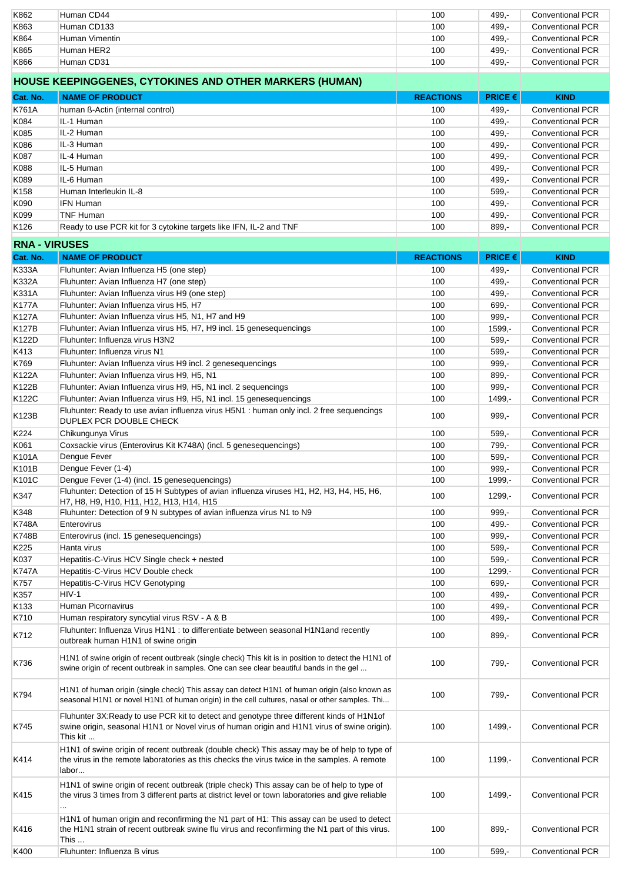| | | | | |
|---|---|---|---|---|
| K862 | Human CD44 | 100 | 499,- | Conventional PCR |
| K863 | Human CD133 | 100 | 499,- | Conventional PCR |
| K864 | Human Vimentin | 100 | 499,- | Conventional PCR |
| K865 | Human HER2 | 100 | 499,- | Conventional PCR |
| K866 | Human CD31 | 100 | 499,- | Conventional PCR |

## HOUSE KEEPINGGENES, CYTOKINES AND OTHER MARKERS (HUMAN)

| Cat. No. | NAME OF PRODUCT | REACTIONS | PRICE € | KIND |
|---|---|---|---|---|
| K761A | human ß-Actin (internal control) | 100 | 499,- | Conventional PCR |
| K084 | IL-1 Human | 100 | 499,- | Conventional PCR |
| K085 | IL-2 Human | 100 | 499,- | Conventional PCR |
| K086 | IL-3 Human | 100 | 499,- | Conventional PCR |
| K087 | IL-4 Human | 100 | 499,- | Conventional PCR |
| K088 | IL-5 Human | 100 | 499,- | Conventional PCR |
| K089 | IL-6 Human | 100 | 499,- | Conventional PCR |
| K158 | Human Interleukin IL-8 | 100 | 599,- | Conventional PCR |
| K090 | IFN Human | 100 | 499,- | Conventional PCR |
| K099 | TNF Human | 100 | 499,- | Conventional PCR |
| K126 | Ready to use PCR kit for 3 cytokine targets like IFN, IL-2 and TNF | 100 | 899,- | Conventional PCR |

## RNA - VIRUSES

| Cat. No. | NAME OF PRODUCT | REACTIONS | PRICE € | KIND |
|---|---|---|---|---|
| K333A | Fluhunter: Avian Influenza H5 (one step) | 100 | 499,- | Conventional PCR |
| K332A | Fluhunter: Avian Influenza H7 (one step) | 100 | 499,- | Conventional PCR |
| K331A | Fluhunter: Avian Influenza virus H9 (one step) | 100 | 499,- | Conventional PCR |
| K177A | Fluhunter: Avian Influenza virus H5, H7 | 100 | 699,- | Conventional PCR |
| K127A | Fluhunter: Avian Influenza virus H5, N1, H7 and H9 | 100 | 999,- | Conventional PCR |
| K127B | Fluhunter: Avian Influenza virus H5, H7, H9 incl. 15 genesequencings | 100 | 1599,- | Conventional PCR |
| K122D | Fluhunter: Influenza virus H3N2 | 100 | 599,- | Conventional PCR |
| K413 | Fluhunter: Influenza virus N1 | 100 | 599,- | Conventional PCR |
| K769 | Fluhunter: Avian Influenza virus H9 incl. 2 genesequencings | 100 | 999,- | Conventional PCR |
| K122A | Fluhunter: Avian Influenza virus H9, H5, N1 | 100 | 899,- | Conventional PCR |
| K122B | Fluhunter: Avian Influenza virus H9, H5, N1 incl. 2 sequencings | 100 | 999,- | Conventional PCR |
| K122C | Fluhunter: Avian Influenza virus H9, H5, N1 incl. 15 genesequencings | 100 | 1499,- | Conventional PCR |
| K123B | Fluhunter: Ready to use avian influenza virus H5N1 : human only incl. 2 free sequencings DUPLEX PCR DOUBLE CHECK | 100 | 999,- | Conventional PCR |
| K224 | Chikungunya Virus | 100 | 599,- | Conventional PCR |
| K061 | Coxsackie virus (Enterovirus Kit K748A) (incl. 5 genesequencings) | 100 | 799,- | Conventional PCR |
| K101A | Dengue Fever | 100 | 599,- | Conventional PCR |
| K101B | Dengue Fever (1-4) | 100 | 999,- | Conventional PCR |
| K101C | Dengue Fever (1-4) (incl. 15 genesequencings) | 100 | 1999,- | Conventional PCR |
| K347 | Fluhunter: Detection of 15 H Subtypes of avian influenza viruses H1, H2, H3, H4, H5, H6, H7, H8, H9, H10, H11, H12, H13, H14, H15 | 100 | 1299,- | Conventional PCR |
| K348 | Fluhunter: Detection of 9 N subtypes of avian influenza virus N1 to N9 | 100 | 999,- | Conventional PCR |
| K748A | Enterovirus | 100 | 499.- | Conventional PCR |
| K748B | Enterovirus (incl. 15 genesequencings) | 100 | 999,- | Conventional PCR |
| K225 | Hanta virus | 100 | 599,- | Conventional PCR |
| K037 | Hepatitis-C-Virus HCV Single check + nested | 100 | 599,- | Conventional PCR |
| K747A | Hepatitis-C-Virus HCV Double check | 100 | 1299,- | Conventional PCR |
| K757 | Hepatitis-C-Virus HCV Genotyping | 100 | 699,- | Conventional PCR |
| K357 | HIV-1 | 100 | 499,- | Conventional PCR |
| K133 | Human Picornavirus | 100 | 499,- | Conventional PCR |
| K710 | Human respiratory syncytial virus RSV - A & B | 100 | 499,- | Conventional PCR |
| K712 | Fluhunter: Influenza Virus H1N1 : to differentiate between seasonal H1N1and recently outbreak human H1N1 of swine origin | 100 | 899,- | Conventional PCR |
| K736 | H1N1 of swine origin of recent outbreak (single check) This kit is in position to detect the H1N1 of swine origin of recent outbreak in samples. One can see clear beautiful bands in the gel ... | 100 | 799,- | Conventional PCR |
| K794 | H1N1 of human origin (single check) This assay can detect H1N1 of human origin (also known as seasonal H1N1 or novel H1N1 of human origin) in the cell cultures, nasal or other samples. Thi... | 100 | 799,- | Conventional PCR |
| K745 | Fluhunter 3X:Ready to use PCR kit to detect and genotype three different kinds of H1N1of swine origin, seasonal H1N1 or Novel virus of human origin and H1N1 virus of swine origin). This kit ... | 100 | 1499,- | Conventional PCR |
| K414 | H1N1 of swine origin of recent outbreak (double check) This assay may be of help to type of the virus in the remote laboratories as this checks the virus twice in the samples. A remote labor... | 100 | 1199,- | Conventional PCR |
| K415 | H1N1 of swine origin of recent outbreak (triple check) This assay can be of help to type of the virus 3 times from 3 different parts at district level or town laboratories and give reliable ... | 100 | 1499,- | Conventional PCR |
| K416 | H1N1 of human origin and reconfirming the N1 part of H1: This assay can be used to detect the H1N1 strain of recent outbreak swine flu virus and reconfirming the N1 part of this virus. This ... | 100 | 899,- | Conventional PCR |
| K400 | Fluhunter: Influenza B virus | 100 | 599,- | Conventional PCR |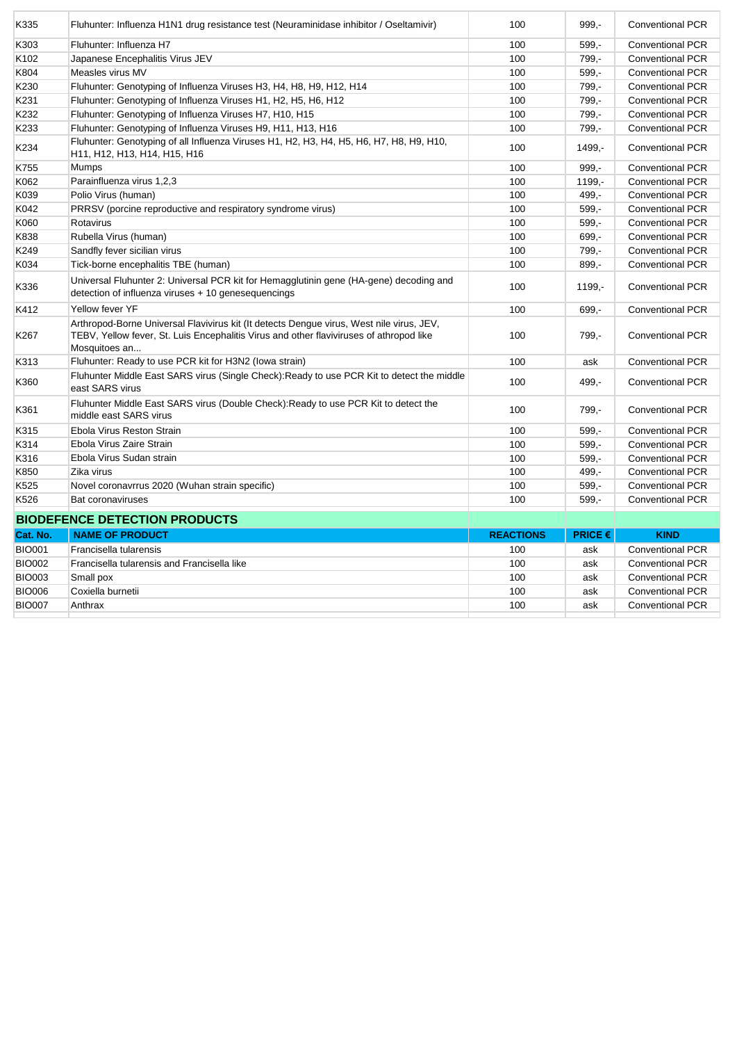| | | | | |
|---|---|---|---|---|
| K335 | Fluhunter: Influenza H1N1 drug resistance test (Neuraminidase inhibitor / Oseltamivir) | 100 | 999,- | Conventional PCR |
| K303 | Fluhunter: Influenza H7 | 100 | 599,- | Conventional PCR |
| K102 | Japanese Encephalitis Virus JEV | 100 | 799,- | Conventional PCR |
| K804 | Measles virus MV | 100 | 599,- | Conventional PCR |
| K230 | Fluhunter: Genotyping of Influenza Viruses H3, H4, H8, H9, H12, H14 | 100 | 799,- | Conventional PCR |
| K231 | Fluhunter: Genotyping of Influenza Viruses H1, H2, H5, H6, H12 | 100 | 799,- | Conventional PCR |
| K232 | Fluhunter: Genotyping of Influenza Viruses H7, H10, H15 | 100 | 799,- | Conventional PCR |
| K233 | Fluhunter: Genotyping of Influenza Viruses H9, H11, H13, H16 | 100 | 799,- | Conventional PCR |
| K234 | Fluhunter: Genotyping of all Influenza Viruses H1, H2, H3, H4, H5, H6, H7, H8, H9, H10, H11, H12, H13, H14, H15, H16 | 100 | 1499,- | Conventional PCR |
| K755 | Mumps | 100 | 999,- | Conventional PCR |
| K062 | Parainfluenza virus 1,2,3 | 100 | 1199,- | Conventional PCR |
| K039 | Polio Virus (human) | 100 | 499,- | Conventional PCR |
| K042 | PRRSV (porcine reproductive and respiratory syndrome virus) | 100 | 599,- | Conventional PCR |
| K060 | Rotavirus | 100 | 599,- | Conventional PCR |
| K838 | Rubella Virus (human) | 100 | 699,- | Conventional PCR |
| K249 | Sandfly fever sicilian virus | 100 | 799,- | Conventional PCR |
| K034 | Tick-borne encephalitis TBE (human) | 100 | 899,- | Conventional PCR |
| K336 | Universal Fluhunter 2: Universal PCR kit for Hemagglutinin gene (HA-gene) decoding and detection of influenza viruses + 10 genesequencings | 100 | 1199,- | Conventional PCR |
| K412 | Yellow fever YF | 100 | 699,- | Conventional PCR |
| K267 | Arthropod-Borne Universal Flavivirus kit (It detects Dengue virus, West nile virus, JEV, TEBV, Yellow fever, St. Luis Encephalitis Virus and other flaviviruses of athropod like Mosquitoes an... | 100 | 799,- | Conventional PCR |
| K313 | Fluhunter: Ready to use PCR kit for H3N2 (Iowa strain) | 100 | ask | Conventional PCR |
| K360 | Fluhunter Middle East SARS virus (Single Check):Ready to use PCR Kit to detect the middle east SARS virus | 100 | 499,- | Conventional PCR |
| K361 | Fluhunter Middle East SARS virus (Double Check):Ready to use PCR Kit to detect the middle east SARS virus | 100 | 799,- | Conventional PCR |
| K315 | Ebola Virus Reston Strain | 100 | 599,- | Conventional PCR |
| K314 | Ebola Virus Zaire Strain | 100 | 599,- | Conventional PCR |
| K316 | Ebola Virus Sudan strain | 100 | 599,- | Conventional PCR |
| K850 | Zika virus | 100 | 499,- | Conventional PCR |
| K525 | Novel coronavrrus 2020 (Wuhan strain specific) | 100 | 599,- | Conventional PCR |
| K526 | Bat coronaviruses | 100 | 599,- | Conventional PCR |

## BIODEFENCE DETECTION PRODUCTS

| Cat. No. | NAME OF PRODUCT | REACTIONS | PRICE € | KIND |
|---|---|---|---|---|
| BIO001 | Francisella tularensis | 100 | ask | Conventional PCR |
| BIO002 | Francisella tularensis and Francisella like | 100 | ask | Conventional PCR |
| BIO003 | Small pox | 100 | ask | Conventional PCR |
| BIO006 | Coxiella burnetii | 100 | ask | Conventional PCR |
| BIO007 | Anthrax | 100 | ask | Conventional PCR |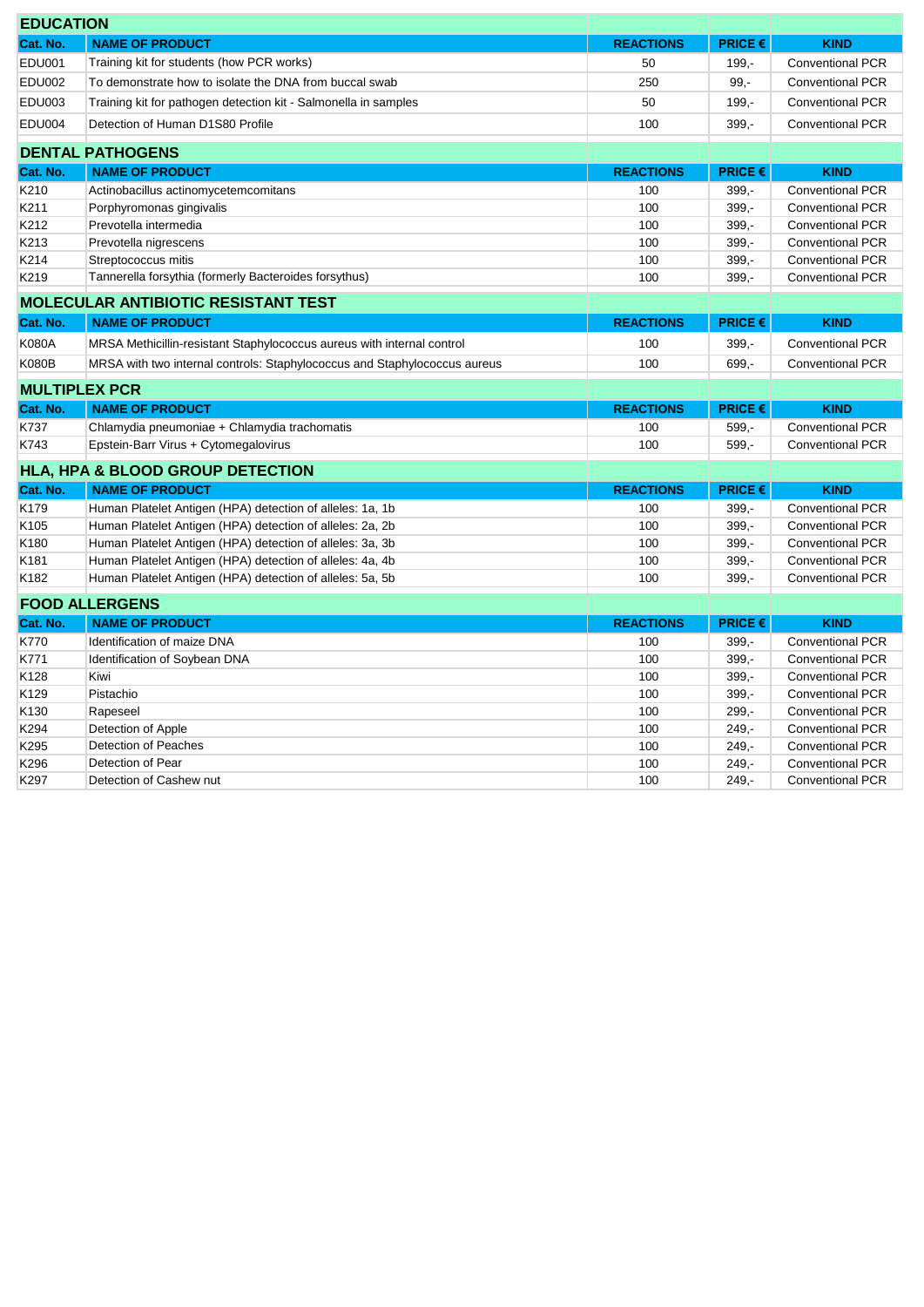## EDUCATION

| Cat. No. | NAME OF PRODUCT | REACTIONS | PRICE € | KIND |
|---|---|---|---|---|
| EDU001 | Training kit for students (how PCR works) | 50 | 199,- | Conventional PCR |
| EDU002 | To demonstrate how to isolate the DNA from buccal swab | 250 | 99,- | Conventional PCR |
| EDU003 | Training kit for pathogen detection kit - Salmonella in samples | 50 | 199,- | Conventional PCR |
| EDU004 | Detection of Human D1S80 Profile | 100 | 399,- | Conventional PCR |

## DENTAL PATHOGENS

| Cat. No. | NAME OF PRODUCT | REACTIONS | PRICE € | KIND |
|---|---|---|---|---|
| K210 | Actinobacillus actinomycetemcomitans | 100 | 399,- | Conventional PCR |
| K211 | Porphyromonas gingivalis | 100 | 399,- | Conventional PCR |
| K212 | Prevotella intermedia | 100 | 399,- | Conventional PCR |
| K213 | Prevotella nigrescens | 100 | 399,- | Conventional PCR |
| K214 | Streptococcus mitis | 100 | 399,- | Conventional PCR |
| K219 | Tannerella forsythia (formerly Bacteroides forsythus) | 100 | 399,- | Conventional PCR |

## MOLECULAR ANTIBIOTIC RESISTANT TEST

| Cat. No. | NAME OF PRODUCT | REACTIONS | PRICE € | KIND |
|---|---|---|---|---|
| K080A | MRSA Methicillin-resistant Staphylococcus aureus with internal control | 100 | 399,- | Conventional PCR |
| K080B | MRSA with two internal controls: Staphylococcus and Staphylococcus aureus | 100 | 699,- | Conventional PCR |

## MULTIPLEX PCR

| Cat. No. | NAME OF PRODUCT | REACTIONS | PRICE € | KIND |
|---|---|---|---|---|
| K737 | Chlamydia pneumoniae + Chlamydia trachomatis | 100 | 599,- | Conventional PCR |
| K743 | Epstein-Barr Virus + Cytomegalovirus | 100 | 599,- | Conventional PCR |

## HLA, HPA & BLOOD GROUP DETECTION

| Cat. No. | NAME OF PRODUCT | REACTIONS | PRICE € | KIND |
|---|---|---|---|---|
| K179 | Human Platelet Antigen (HPA) detection of alleles: 1a, 1b | 100 | 399,- | Conventional PCR |
| K105 | Human Platelet Antigen (HPA) detection of alleles: 2a, 2b | 100 | 399,- | Conventional PCR |
| K180 | Human Platelet Antigen (HPA) detection of alleles: 3a, 3b | 100 | 399,- | Conventional PCR |
| K181 | Human Platelet Antigen (HPA) detection of alleles: 4a, 4b | 100 | 399,- | Conventional PCR |
| K182 | Human Platelet Antigen (HPA) detection of alleles: 5a, 5b | 100 | 399,- | Conventional PCR |

## FOOD ALLERGENS

| Cat. No. | NAME OF PRODUCT | REACTIONS | PRICE € | KIND |
|---|---|---|---|---|
| K770 | Identification of maize DNA | 100 | 399,- | Conventional PCR |
| K771 | Identification of Soybean DNA | 100 | 399,- | Conventional PCR |
| K128 | Kiwi | 100 | 399,- | Conventional PCR |
| K129 | Pistachio | 100 | 399,- | Conventional PCR |
| K130 | Rapeseel | 100 | 299,- | Conventional PCR |
| K294 | Detection of Apple | 100 | 249,- | Conventional PCR |
| K295 | Detection of Peaches | 100 | 249,- | Conventional PCR |
| K296 | Detection of Pear | 100 | 249,- | Conventional PCR |
| K297 | Detection of Cashew nut | 100 | 249,- | Conventional PCR |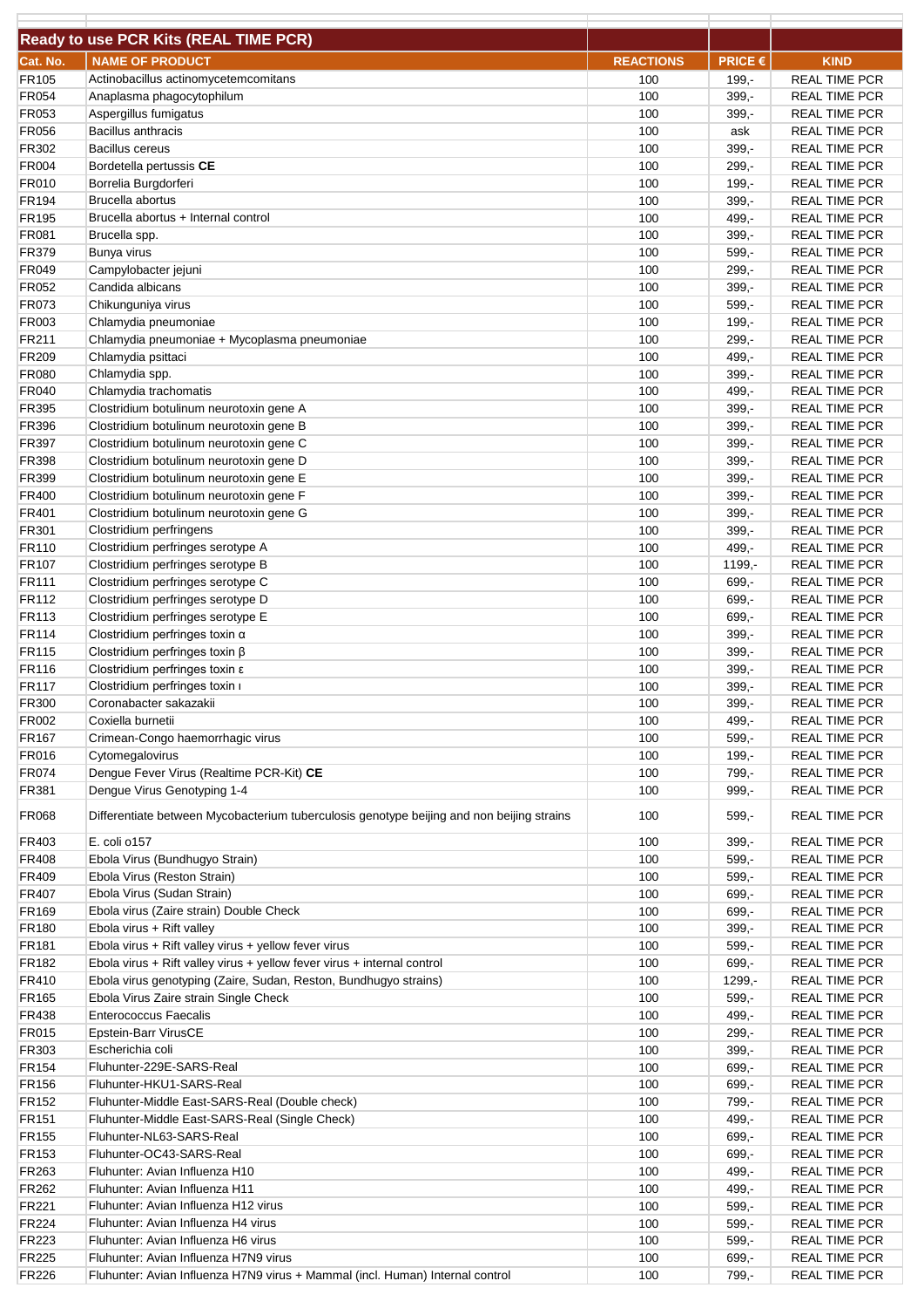| Ready to use PCR Kits (REAL TIME PCR) | | | | |
|---|---|---|---|---|
| Cat. No. | NAME OF PRODUCT | REACTIONS | PRICE € | KIND |
| FR105 | Actinobacillus actinomycetemcomitans | 100 | 199,- | REAL TIME PCR |
| FR054 | Anaplasma phagocytophilum | 100 | 399,- | REAL TIME PCR |
| FR053 | Aspergillus fumigatus | 100 | 399,- | REAL TIME PCR |
| FR056 | Bacillus anthracis | 100 | ask | REAL TIME PCR |
| FR302 | Bacillus cereus | 100 | 399,- | REAL TIME PCR |
| FR004 | Bordetella pertussis **CE** | 100 | 299,- | REAL TIME PCR |
| FR010 | Borrelia Burgdorferi | 100 | 199,- | REAL TIME PCR |
| FR194 | Brucella abortus | 100 | 399,- | REAL TIME PCR |
| FR195 | Brucella abortus + Internal control | 100 | 499,- | REAL TIME PCR |
| FR081 | Brucella spp. | 100 | 399,- | REAL TIME PCR |
| FR379 | Bunya virus | 100 | 599,- | REAL TIME PCR |
| FR049 | Campylobacter jejuni | 100 | 299,- | REAL TIME PCR |
| FR052 | Candida albicans | 100 | 399,- | REAL TIME PCR |
| FR073 | Chikunguniya virus | 100 | 599,- | REAL TIME PCR |
| FR003 | Chlamydia pneumoniae | 100 | 199,- | REAL TIME PCR |
| FR211 | Chlamydia pneumoniae + Mycoplasma pneumoniae | 100 | 299,- | REAL TIME PCR |
| FR209 | Chlamydia psittaci | 100 | 499,- | REAL TIME PCR |
| FR080 | Chlamydia spp. | 100 | 399,- | REAL TIME PCR |
| FR040 | Chlamydia trachomatis | 100 | 499,- | REAL TIME PCR |
| FR395 | Clostridium botulinum neurotoxin gene A | 100 | 399,- | REAL TIME PCR |
| FR396 | Clostridium botulinum neurotoxin gene B | 100 | 399,- | REAL TIME PCR |
| FR397 | Clostridium botulinum neurotoxin gene C | 100 | 399,- | REAL TIME PCR |
| FR398 | Clostridium botulinum neurotoxin gene D | 100 | 399,- | REAL TIME PCR |
| FR399 | Clostridium botulinum neurotoxin gene E | 100 | 399,- | REAL TIME PCR |
| FR400 | Clostridium botulinum neurotoxin gene F | 100 | 399,- | REAL TIME PCR |
| FR401 | Clostridium botulinum neurotoxin gene G | 100 | 399,- | REAL TIME PCR |
| FR301 | Clostridium perfringens | 100 | 399,- | REAL TIME PCR |
| FR110 | Clostridium perfringes serotype A | 100 | 499,- | REAL TIME PCR |
| FR107 | Clostridium perfringes serotype B | 100 | 1199,- | REAL TIME PCR |
| FR111 | Clostridium perfringes serotype C | 100 | 699,- | REAL TIME PCR |
| FR112 | Clostridium perfringes serotype D | 100 | 699,- | REAL TIME PCR |
| FR113 | Clostridium perfringes serotype E | 100 | 699,- | REAL TIME PCR |
| FR114 | Clostridium perfringes toxin α | 100 | 399,- | REAL TIME PCR |
| FR115 | Clostridium perfringes toxin β | 100 | 399,- | REAL TIME PCR |
| FR116 | Clostridium perfringes toxin ε | 100 | 399,- | REAL TIME PCR |
| FR117 | Clostridium perfringes toxin ι | 100 | 399,- | REAL TIME PCR |
| FR300 | Coronabacter sakazakii | 100 | 399,- | REAL TIME PCR |
| FR002 | Coxiella burnetii | 100 | 499,- | REAL TIME PCR |
| FR167 | Crimean-Congo haemorrhagic virus | 100 | 599,- | REAL TIME PCR |
| FR016 | Cytomegalovirus | 100 | 199,- | REAL TIME PCR |
| FR074 | Dengue Fever Virus (Realtime PCR-Kit) **CE** | 100 | 799,- | REAL TIME PCR |
| FR381 | Dengue Virus Genotyping 1-4 | 100 | 999,- | REAL TIME PCR |
| FR068 | Differentiate between Mycobacterium tuberculosis genotype beijing and non beijing strains | 100 | 599,- | REAL TIME PCR |
| FR403 | E. coli o157 | 100 | 399,- | REAL TIME PCR |
| FR408 | Ebola Virus (Bundhugyo Strain) | 100 | 599,- | REAL TIME PCR |
| FR409 | Ebola Virus (Reston Strain) | 100 | 599,- | REAL TIME PCR |
| FR407 | Ebola Virus (Sudan Strain) | 100 | 699,- | REAL TIME PCR |
| FR169 | Ebola virus (Zaire strain) Double Check | 100 | 699,- | REAL TIME PCR |
| FR180 | Ebola virus + Rift valley | 100 | 399,- | REAL TIME PCR |
| FR181 | Ebola virus + Rift valley virus + yellow fever virus | 100 | 599,- | REAL TIME PCR |
| FR182 | Ebola virus + Rift valley virus + yellow fever virus + internal control | 100 | 699,- | REAL TIME PCR |
| FR410 | Ebola virus genotyping (Zaire, Sudan, Reston, Bundhugyo strains) | 100 | 1299,- | REAL TIME PCR |
| FR165 | Ebola Virus Zaire strain Single Check | 100 | 599,- | REAL TIME PCR |
| FR438 | Enterococcus Faecalis | 100 | 499,- | REAL TIME PCR |
| FR015 | Epstein-Barr VirusCE | 100 | 299,- | REAL TIME PCR |
| FR303 | Escherichia coli | 100 | 399,- | REAL TIME PCR |
| FR154 | Fluhunter-229E-SARS-Real | 100 | 699,- | REAL TIME PCR |
| FR156 | Fluhunter-HKU1-SARS-Real | 100 | 699,- | REAL TIME PCR |
| FR152 | Fluhunter-Middle East-SARS-Real (Double check) | 100 | 799,- | REAL TIME PCR |
| FR151 | Fluhunter-Middle East-SARS-Real (Single Check) | 100 | 499,- | REAL TIME PCR |
| FR155 | Fluhunter-NL63-SARS-Real | 100 | 699,- | REAL TIME PCR |
| FR153 | Fluhunter-OC43-SARS-Real | 100 | 699,- | REAL TIME PCR |
| FR263 | Fluhunter: Avian Influenza H10 | 100 | 499,- | REAL TIME PCR |
| FR262 | Fluhunter: Avian Influenza H11 | 100 | 499,- | REAL TIME PCR |
| FR221 | Fluhunter: Avian Influenza H12 virus | 100 | 599,- | REAL TIME PCR |
| FR224 | Fluhunter: Avian Influenza H4 virus | 100 | 599,- | REAL TIME PCR |
| FR223 | Fluhunter: Avian Influenza H6 virus | 100 | 599,- | REAL TIME PCR |
| FR225 | Fluhunter: Avian Influenza H7N9 virus | 100 | 699,- | REAL TIME PCR |
| FR226 | Fluhunter: Avian Influenza H7N9 virus + Mammal (incl. Human) Internal control | 100 | 799,- | REAL TIME PCR |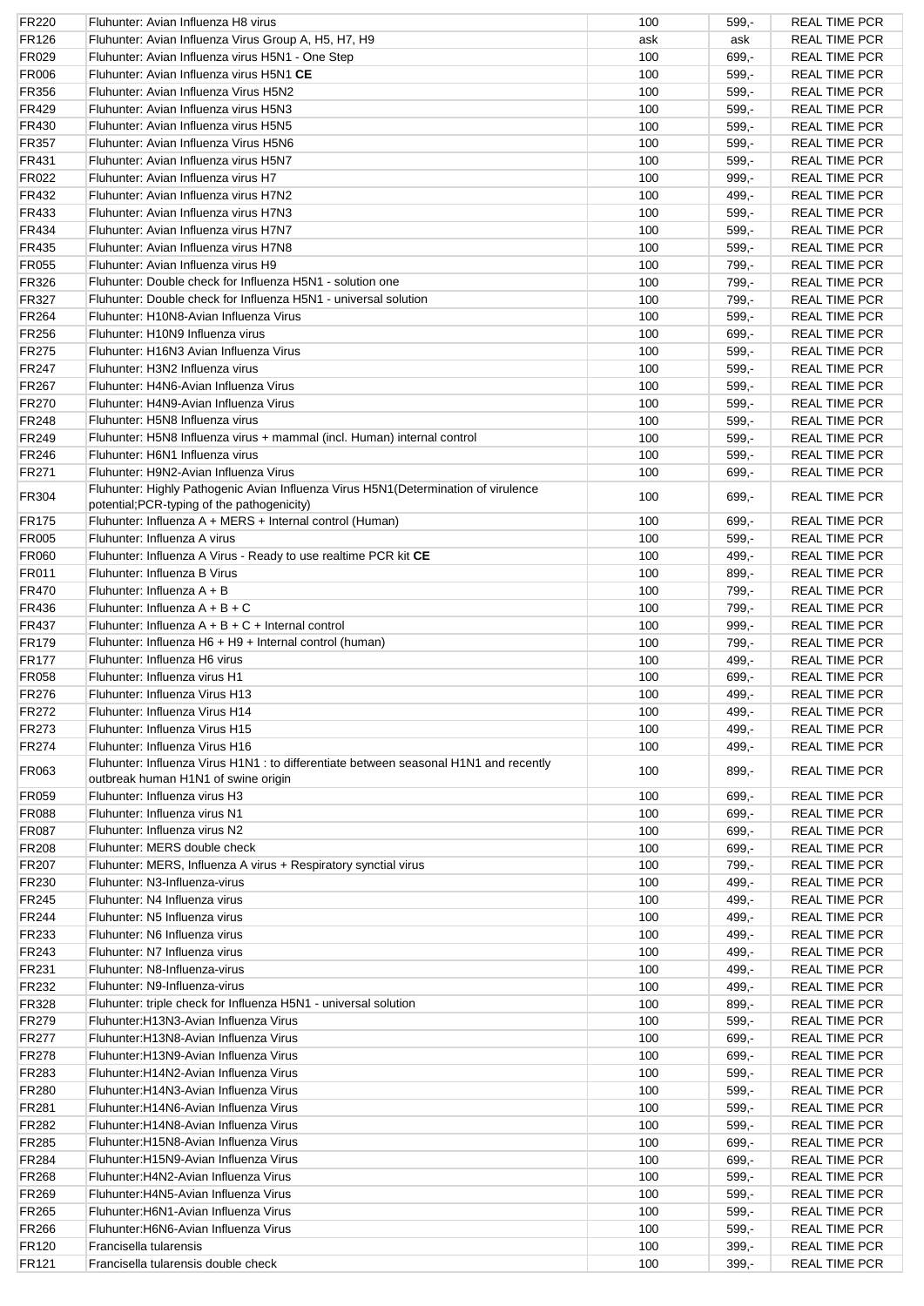| | | | | |
|---|---|---|---|---|
| FR220 | Fluhunter: Avian Influenza H8 virus | 100 | 599,- | REAL TIME PCR |
| FR126 | Fluhunter: Avian Influenza Virus Group A, H5, H7, H9 | ask | ask | REAL TIME PCR |
| FR029 | Fluhunter: Avian Influenza virus H5N1 - One Step | 100 | 699,- | REAL TIME PCR |
| FR006 | Fluhunter: Avian Influenza virus H5N1 **CE** | 100 | 599,- | REAL TIME PCR |
| FR356 | Fluhunter: Avian Influenza Virus H5N2 | 100 | 599,- | REAL TIME PCR |
| FR429 | Fluhunter: Avian Influenza virus H5N3 | 100 | 599,- | REAL TIME PCR |
| FR430 | Fluhunter: Avian Influenza virus H5N5 | 100 | 599,- | REAL TIME PCR |
| FR357 | Fluhunter: Avian Influenza Virus H5N6 | 100 | 599,- | REAL TIME PCR |
| FR431 | Fluhunter: Avian Influenza virus H5N7 | 100 | 599,- | REAL TIME PCR |
| FR022 | Fluhunter: Avian Influenza virus H7 | 100 | 999,- | REAL TIME PCR |
| FR432 | Fluhunter: Avian Influenza virus H7N2 | 100 | 499,- | REAL TIME PCR |
| FR433 | Fluhunter: Avian Influenza virus H7N3 | 100 | 599,- | REAL TIME PCR |
| FR434 | Fluhunter: Avian Influenza virus H7N7 | 100 | 599,- | REAL TIME PCR |
| FR435 | Fluhunter: Avian Influenza virus H7N8 | 100 | 599,- | REAL TIME PCR |
| FR055 | Fluhunter: Avian Influenza virus H9 | 100 | 799,- | REAL TIME PCR |
| FR326 | Fluhunter: Double check for Influenza H5N1 - solution one | 100 | 799,- | REAL TIME PCR |
| FR327 | Fluhunter: Double check for Influenza H5N1 - universal solution | 100 | 799,- | REAL TIME PCR |
| FR264 | Fluhunter: H10N8-Avian Influenza Virus | 100 | 599,- | REAL TIME PCR |
| FR256 | Fluhunter: H10N9 Influenza virus | 100 | 699,- | REAL TIME PCR |
| FR275 | Fluhunter: H16N3 Avian Influenza Virus | 100 | 599,- | REAL TIME PCR |
| FR247 | Fluhunter: H3N2 Influenza virus | 100 | 599,- | REAL TIME PCR |
| FR267 | Fluhunter: H4N6-Avian Influenza Virus | 100 | 599,- | REAL TIME PCR |
| FR270 | Fluhunter: H4N9-Avian Influenza Virus | 100 | 599,- | REAL TIME PCR |
| FR248 | Fluhunter: H5N8 Influenza virus | 100 | 599,- | REAL TIME PCR |
| FR249 | Fluhunter: H5N8 Influenza virus + mammal (incl. Human) internal control | 100 | 599,- | REAL TIME PCR |
| FR246 | Fluhunter: H6N1 Influenza virus | 100 | 599,- | REAL TIME PCR |
| FR271 | Fluhunter: H9N2-Avian Influenza Virus | 100 | 699,- | REAL TIME PCR |
| FR304 | Fluhunter: Highly Pathogenic Avian Influenza Virus H5N1(Determination of virulence potential;PCR-typing of the pathogenicity) | 100 | 699,- | REAL TIME PCR |
| FR175 | Fluhunter: Influenza A + MERS + Internal control (Human) | 100 | 699,- | REAL TIME PCR |
| FR005 | Fluhunter: Influenza A virus | 100 | 599,- | REAL TIME PCR |
| FR060 | Fluhunter: Influenza A Virus - Ready to use realtime PCR kit **CE** | 100 | 499,- | REAL TIME PCR |
| FR011 | Fluhunter: Influenza B Virus | 100 | 899,- | REAL TIME PCR |
| FR470 | Fluhunter: Influenza A + B | 100 | 799,- | REAL TIME PCR |
| FR436 | Fluhunter: Influenza A + B + C | 100 | 799,- | REAL TIME PCR |
| FR437 | Fluhunter: Influenza A + B + C + Internal control | 100 | 999,- | REAL TIME PCR |
| FR179 | Fluhunter: Influenza H6 + H9 + Internal control (human) | 100 | 799,- | REAL TIME PCR |
| FR177 | Fluhunter: Influenza H6 virus | 100 | 499,- | REAL TIME PCR |
| FR058 | Fluhunter: Influenza virus H1 | 100 | 699,- | REAL TIME PCR |
| FR276 | Fluhunter: Influenza Virus H13 | 100 | 499,- | REAL TIME PCR |
| FR272 | Fluhunter: Influenza Virus H14 | 100 | 499,- | REAL TIME PCR |
| FR273 | Fluhunter: Influenza Virus H15 | 100 | 499,- | REAL TIME PCR |
| FR274 | Fluhunter: Influenza Virus H16 | 100 | 499,- | REAL TIME PCR |
| FR063 | Fluhunter: Influenza Virus H1N1 : to differentiate between seasonal H1N1 and recently outbreak human H1N1 of swine origin | 100 | 899,- | REAL TIME PCR |
| FR059 | Fluhunter: Influenza virus H3 | 100 | 699,- | REAL TIME PCR |
| FR088 | Fluhunter: Influenza virus N1 | 100 | 699,- | REAL TIME PCR |
| FR087 | Fluhunter: Influenza virus N2 | 100 | 699,- | REAL TIME PCR |
| FR208 | Fluhunter: MERS double check | 100 | 699,- | REAL TIME PCR |
| FR207 | Fluhunter: MERS, Influenza A virus + Respiratory synctial virus | 100 | 799,- | REAL TIME PCR |
| FR230 | Fluhunter: N3-Influenza-virus | 100 | 499,- | REAL TIME PCR |
| FR245 | Fluhunter: N4 Influenza virus | 100 | 499,- | REAL TIME PCR |
| FR244 | Fluhunter: N5 Influenza virus | 100 | 499,- | REAL TIME PCR |
| FR233 | Fluhunter: N6 Influenza virus | 100 | 499,- | REAL TIME PCR |
| FR243 | Fluhunter: N7 Influenza virus | 100 | 499,- | REAL TIME PCR |
| FR231 | Fluhunter: N8-Influenza-virus | 100 | 499,- | REAL TIME PCR |
| FR232 | Fluhunter: N9-Influenza-virus | 100 | 499,- | REAL TIME PCR |
| FR328 | Fluhunter: triple check for Influenza H5N1 - universal solution | 100 | 899,- | REAL TIME PCR |
| FR279 | Fluhunter:H13N3-Avian Influenza Virus | 100 | 599,- | REAL TIME PCR |
| FR277 | Fluhunter:H13N8-Avian Influenza Virus | 100 | 699,- | REAL TIME PCR |
| FR278 | Fluhunter:H13N9-Avian Influenza Virus | 100 | 699,- | REAL TIME PCR |
| FR283 | Fluhunter:H14N2-Avian Influenza Virus | 100 | 599,- | REAL TIME PCR |
| FR280 | Fluhunter:H14N3-Avian Influenza Virus | 100 | 599,- | REAL TIME PCR |
| FR281 | Fluhunter:H14N6-Avian Influenza Virus | 100 | 599,- | REAL TIME PCR |
| FR282 | Fluhunter:H14N8-Avian Influenza Virus | 100 | 599,- | REAL TIME PCR |
| FR285 | Fluhunter:H15N8-Avian Influenza Virus | 100 | 699,- | REAL TIME PCR |
| FR284 | Fluhunter:H15N9-Avian Influenza Virus | 100 | 699,- | REAL TIME PCR |
| FR268 | Fluhunter:H4N2-Avian Influenza Virus | 100 | 599,- | REAL TIME PCR |
| FR269 | Fluhunter:H4N5-Avian Influenza Virus | 100 | 599,- | REAL TIME PCR |
| FR265 | Fluhunter:H6N1-Avian Influenza Virus | 100 | 599,- | REAL TIME PCR |
| FR266 | Fluhunter:H6N6-Avian Influenza Virus | 100 | 599,- | REAL TIME PCR |
| FR120 | Francisella tularensis | 100 | 399,- | REAL TIME PCR |
| FR121 | Francisella tularensis double check | 100 | 399,- | REAL TIME PCR |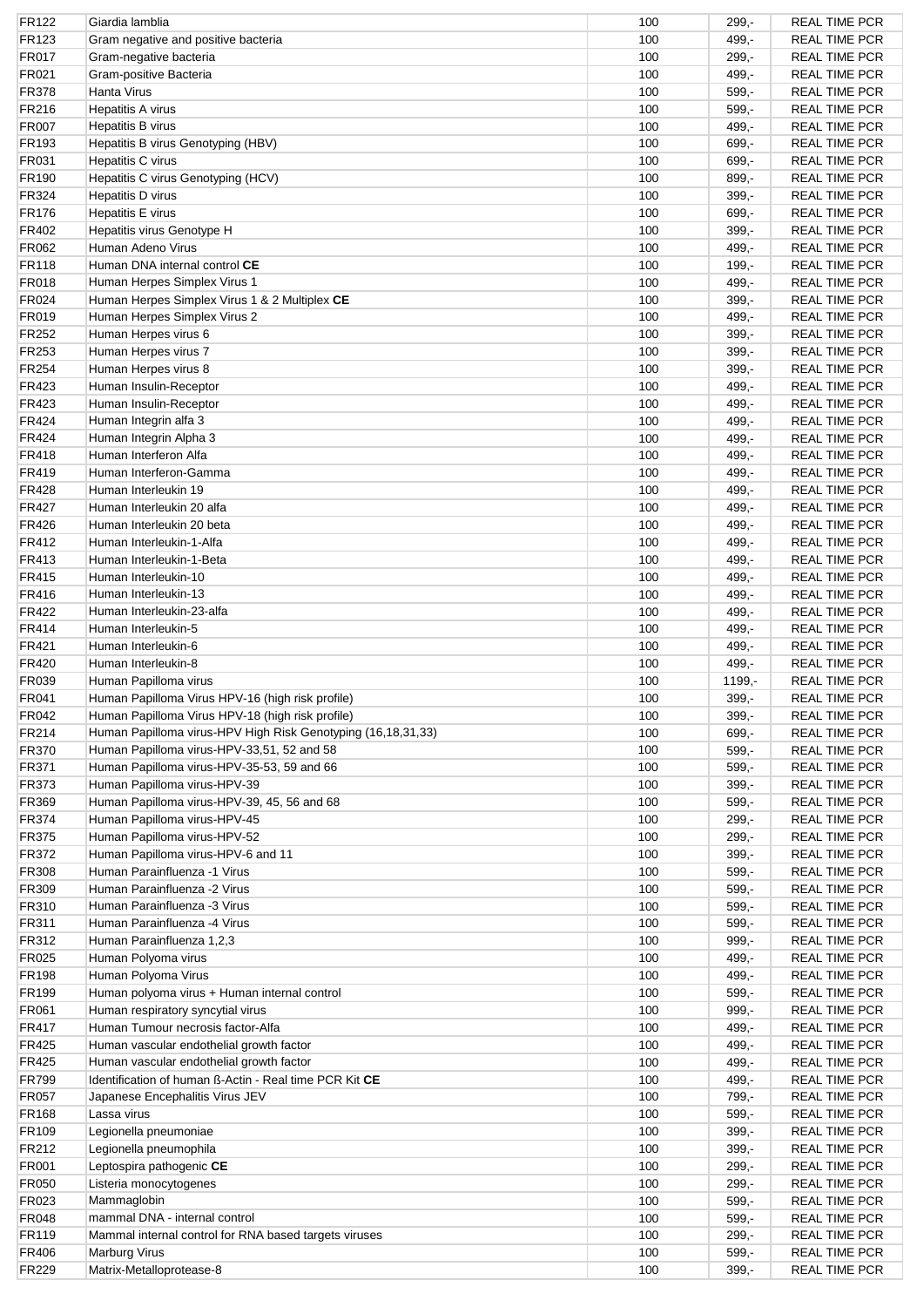| | | | | |
|---|---|---|---|---|
| FR122 | Giardia lamblia | 100 | 299,- | REAL TIME PCR |
| FR123 | Gram negative and positive bacteria | 100 | 499,- | REAL TIME PCR |
| FR017 | Gram-negative bacteria | 100 | 299,- | REAL TIME PCR |
| FR021 | Gram-positive Bacteria | 100 | 499,- | REAL TIME PCR |
| FR378 | Hanta Virus | 100 | 599,- | REAL TIME PCR |
| FR216 | Hepatitis A virus | 100 | 599,- | REAL TIME PCR |
| FR007 | Hepatitis B virus | 100 | 499,- | REAL TIME PCR |
| FR193 | Hepatitis B virus Genotyping (HBV) | 100 | 699,- | REAL TIME PCR |
| FR031 | Hepatitis C virus | 100 | 699,- | REAL TIME PCR |
| FR190 | Hepatitis C virus Genotyping (HCV) | 100 | 899,- | REAL TIME PCR |
| FR324 | Hepatitis D virus | 100 | 399,- | REAL TIME PCR |
| FR176 | Hepatitis E virus | 100 | 699,- | REAL TIME PCR |
| FR402 | Hepatitis virus Genotype H | 100 | 399,- | REAL TIME PCR |
| FR062 | Human Adeno Virus | 100 | 499,- | REAL TIME PCR |
| FR118 | Human DNA internal control **CE** | 100 | 199,- | REAL TIME PCR |
| FR018 | Human Herpes Simplex Virus 1 | 100 | 499,- | REAL TIME PCR |
| FR024 | Human Herpes Simplex Virus 1 & 2 Multiplex **CE** | 100 | 399,- | REAL TIME PCR |
| FR019 | Human Herpes Simplex Virus 2 | 100 | 499,- | REAL TIME PCR |
| FR252 | Human Herpes virus 6 | 100 | 399,- | REAL TIME PCR |
| FR253 | Human Herpes virus 7 | 100 | 399,- | REAL TIME PCR |
| FR254 | Human Herpes virus 8 | 100 | 399,- | REAL TIME PCR |
| FR423 | Human Insulin-Receptor | 100 | 499,- | REAL TIME PCR |
| FR423 | Human Insulin-Receptor | 100 | 499,- | REAL TIME PCR |
| FR424 | Human Integrin alfa 3 | 100 | 499,- | REAL TIME PCR |
| FR424 | Human Integrin Alpha 3 | 100 | 499,- | REAL TIME PCR |
| FR418 | Human Interferon Alfa | 100 | 499,- | REAL TIME PCR |
| FR419 | Human Interferon-Gamma | 100 | 499,- | REAL TIME PCR |
| FR428 | Human Interleukin 19 | 100 | 499,- | REAL TIME PCR |
| FR427 | Human Interleukin 20 alfa | 100 | 499,- | REAL TIME PCR |
| FR426 | Human Interleukin 20 beta | 100 | 499,- | REAL TIME PCR |
| FR412 | Human Interleukin-1-Alfa | 100 | 499,- | REAL TIME PCR |
| FR413 | Human Interleukin-1-Beta | 100 | 499,- | REAL TIME PCR |
| FR415 | Human Interleukin-10 | 100 | 499,- | REAL TIME PCR |
| FR416 | Human Interleukin-13 | 100 | 499,- | REAL TIME PCR |
| FR422 | Human Interleukin-23-alfa | 100 | 499,- | REAL TIME PCR |
| FR414 | Human Interleukin-5 | 100 | 499,- | REAL TIME PCR |
| FR421 | Human Interleukin-6 | 100 | 499,- | REAL TIME PCR |
| FR420 | Human Interleukin-8 | 100 | 499,- | REAL TIME PCR |
| FR039 | Human Papilloma virus | 100 | 1199,- | REAL TIME PCR |
| FR041 | Human Papilloma Virus HPV-16 (high risk profile) | 100 | 399,- | REAL TIME PCR |
| FR042 | Human Papilloma Virus HPV-18 (high risk profile) | 100 | 399,- | REAL TIME PCR |
| FR214 | Human Papilloma virus-HPV High Risk Genotyping (16,18,31,33) | 100 | 699,- | REAL TIME PCR |
| FR370 | Human Papilloma virus-HPV-33,51, 52 and 58 | 100 | 599,- | REAL TIME PCR |
| FR371 | Human Papilloma virus-HPV-35-53, 59 and 66 | 100 | 599,- | REAL TIME PCR |
| FR373 | Human Papilloma virus-HPV-39 | 100 | 399,- | REAL TIME PCR |
| FR369 | Human Papilloma virus-HPV-39, 45, 56 and 68 | 100 | 599,- | REAL TIME PCR |
| FR374 | Human Papilloma virus-HPV-45 | 100 | 299,- | REAL TIME PCR |
| FR375 | Human Papilloma virus-HPV-52 | 100 | 299,- | REAL TIME PCR |
| FR372 | Human Papilloma virus-HPV-6 and 11 | 100 | 399,- | REAL TIME PCR |
| FR308 | Human Parainfluenza -1 Virus | 100 | 599,- | REAL TIME PCR |
| FR309 | Human Parainfluenza -2 Virus | 100 | 599,- | REAL TIME PCR |
| FR310 | Human Parainfluenza -3 Virus | 100 | 599,- | REAL TIME PCR |
| FR311 | Human Parainfluenza -4 Virus | 100 | 599,- | REAL TIME PCR |
| FR312 | Human Parainfluenza 1,2,3 | 100 | 999,- | REAL TIME PCR |
| FR025 | Human Polyoma virus | 100 | 499,- | REAL TIME PCR |
| FR198 | Human Polyoma Virus | 100 | 499,- | REAL TIME PCR |
| FR199 | Human polyoma virus + Human internal control | 100 | 599,- | REAL TIME PCR |
| FR061 | Human respiratory syncytial virus | 100 | 999,- | REAL TIME PCR |
| FR417 | Human Tumour necrosis factor-Alfa | 100 | 499,- | REAL TIME PCR |
| FR425 | Human vascular endothelial growth factor | 100 | 499,- | REAL TIME PCR |
| FR425 | Human vascular endothelial growth factor | 100 | 499,- | REAL TIME PCR |
| FR799 | Identification of human ß-Actin - Real time PCR Kit **CE** | 100 | 499,- | REAL TIME PCR |
| FR057 | Japanese Encephalitis Virus JEV | 100 | 799,- | REAL TIME PCR |
| FR168 | Lassa virus | 100 | 599,- | REAL TIME PCR |
| FR109 | Legionella pneumoniae | 100 | 399,- | REAL TIME PCR |
| FR212 | Legionella pneumophila | 100 | 399,- | REAL TIME PCR |
| FR001 | Leptospira pathogenic **CE** | 100 | 299,- | REAL TIME PCR |
| FR050 | Listeria monocytogenes | 100 | 299,- | REAL TIME PCR |
| FR023 | Mammaglobin | 100 | 599,- | REAL TIME PCR |
| FR048 | mammal DNA - internal control | 100 | 599,- | REAL TIME PCR |
| FR119 | Mammal internal control for RNA based targets viruses | 100 | 299,- | REAL TIME PCR |
| FR406 | Marburg Virus | 100 | 599,- | REAL TIME PCR |
| FR229 | Matrix-Metalloprotease-8 | 100 | 399,- | REAL TIME PCR |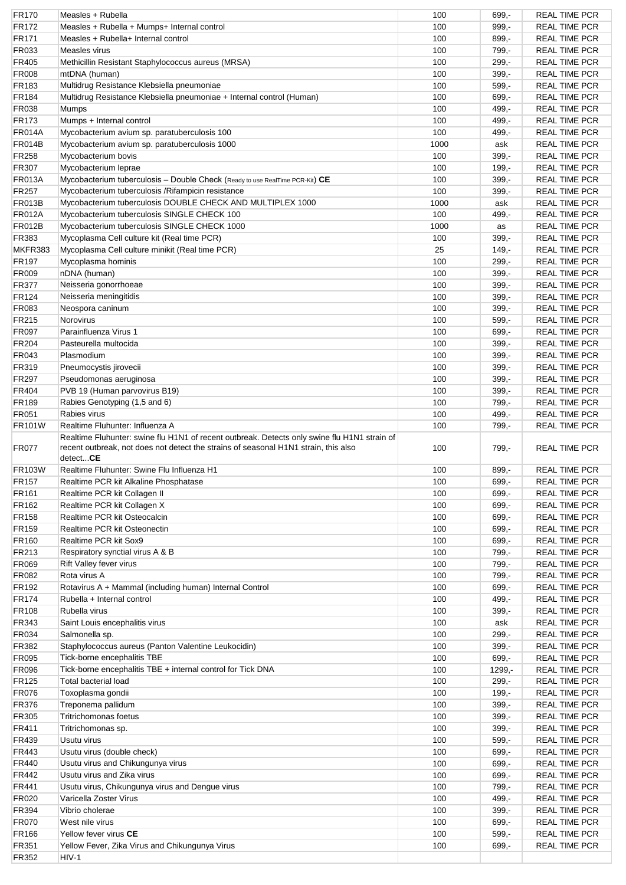| FR170 | Measles + Rubella | 100 | 699,- | REAL TIME PCR |
|---|---|---|---|---|
| FR172 | Measles + Rubella + Mumps+ Internal control | 100 | 999,- | REAL TIME PCR |
| FR171 | Measles + Rubella+ Internal control | 100 | 899,- | REAL TIME PCR |
| FR033 | Measles virus | 100 | 799,- | REAL TIME PCR |
| FR405 | Methicillin Resistant Staphylococcus aureus (MRSA) | 100 | 299,- | REAL TIME PCR |
| FR008 | mtDNA (human) | 100 | 399,- | REAL TIME PCR |
| FR183 | Multidrug Resistance Klebsiella pneumoniae | 100 | 599,- | REAL TIME PCR |
| FR184 | Multidrug Resistance Klebsiella pneumoniae + Internal control (Human) | 100 | 699,- | REAL TIME PCR |
| FR038 | Mumps | 100 | 499,- | REAL TIME PCR |
| FR173 | Mumps + Internal control | 100 | 499,- | REAL TIME PCR |
| FR014A | Mycobacterium avium sp. paratuberculosis 100 | 100 | 499,- | REAL TIME PCR |
| FR014B | Mycobacterium avium sp. paratuberculosis 1000 | 1000 | ask | REAL TIME PCR |
| FR258 | Mycobacterium bovis | 100 | 399,- | REAL TIME PCR |
| FR307 | Mycobacterium leprae | 100 | 199,- | REAL TIME PCR |
| FR013A | Mycobacterium tuberculosis – Double Check (Ready to use RealTime PCR-Kit) **CE** | 100 | 399,- | REAL TIME PCR |
| FR257 | Mycobacterium tuberculosis /Rifampicin resistance | 100 | 399,- | REAL TIME PCR |
| FR013B | Mycobacterium tuberculosis DOUBLE CHECK AND MULTIPLEX 1000 | 1000 | ask | REAL TIME PCR |
| FR012A | Mycobacterium tuberculosis SINGLE CHECK 100 | 100 | 499,- | REAL TIME PCR |
| FR012B | Mycobacterium tuberculosis SINGLE CHECK 1000 | 1000 | as | REAL TIME PCR |
| FR383 | Mycoplasma Cell culture kit (Real time PCR) | 100 | 399,- | REAL TIME PCR |
| MKFR383 | Mycoplasma Cell culture minikit (Real time PCR) | 25 | 149,- | REAL TIME PCR |
| FR197 | Mycoplasma hominis | 100 | 299,- | REAL TIME PCR |
| FR009 | nDNA (human) | 100 | 399,- | REAL TIME PCR |
| FR377 | Neisseria gonorrhoeae | 100 | 399,- | REAL TIME PCR |
| FR124 | Neisseria meningitidis | 100 | 399,- | REAL TIME PCR |
| FR083 | Neospora caninum | 100 | 399,- | REAL TIME PCR |
| FR215 | Norovirus | 100 | 599,- | REAL TIME PCR |
| FR097 | Parainfluenza Virus 1 | 100 | 699,- | REAL TIME PCR |
| FR204 | Pasteurella multocida | 100 | 399,- | REAL TIME PCR |
| FR043 | Plasmodium | 100 | 399,- | REAL TIME PCR |
| FR319 | Pneumocystis jirovecii | 100 | 399,- | REAL TIME PCR |
| FR297 | Pseudomonas aeruginosa | 100 | 399,- | REAL TIME PCR |
| FR404 | PVB 19 (Human parvovirus B19) | 100 | 399,- | REAL TIME PCR |
| FR189 | Rabies Genotyping (1,5 and 6) | 100 | 799,- | REAL TIME PCR |
| FR051 | Rabies virus | 100 | 499,- | REAL TIME PCR |
| FR101W | Realtime Fluhunter: Influenza A | 100 | 799,- | REAL TIME PCR |
| FR077 | Realtime Fluhunter: swine flu H1N1 of recent outbreak. Detects only swine flu H1N1 strain of recent outbreak, not does not detect the strains of seasonal H1N1 strain, this also detect...**CE** | 100 | 799,- | REAL TIME PCR |
| FR103W | Realtime Fluhunter: Swine Flu Influenza H1 | 100 | 899,- | REAL TIME PCR |
| FR157 | Realtime PCR kit Alkaline Phosphatase | 100 | 699,- | REAL TIME PCR |
| FR161 | Realtime PCR kit Collagen II | 100 | 699,- | REAL TIME PCR |
| FR162 | Realtime PCR kit Collagen X | 100 | 699,- | REAL TIME PCR |
| FR158 | Realtime PCR kit Osteocalcin | 100 | 699,- | REAL TIME PCR |
| FR159 | Realtime PCR kit Osteonectin | 100 | 699,- | REAL TIME PCR |
| FR160 | Realtime PCR kit Sox9 | 100 | 699,- | REAL TIME PCR |
| FR213 | Respiratory synctial virus A & B | 100 | 799,- | REAL TIME PCR |
| FR069 | Rift Valley fever virus | 100 | 799,- | REAL TIME PCR |
| FR082 | Rota virus A | 100 | 799,- | REAL TIME PCR |
| FR192 | Rotavirus A + Mammal (including human) Internal Control | 100 | 699,- | REAL TIME PCR |
| FR174 | Rubella + Internal control | 100 | 499,- | REAL TIME PCR |
| FR108 | Rubella virus | 100 | 399,- | REAL TIME PCR |
| FR343 | Saint Louis encephalitis virus | 100 | ask | REAL TIME PCR |
| FR034 | Salmonella sp. | 100 | 299,- | REAL TIME PCR |
| FR382 | Staphylococcus aureus (Panton Valentine Leukocidin) | 100 | 399,- | REAL TIME PCR |
| FR095 | Tick-borne encephalitis TBE | 100 | 699,- | REAL TIME PCR |
| FR096 | Tick-borne encephalitis TBE + internal control for Tick DNA | 100 | 1299,- | REAL TIME PCR |
| FR125 | Total bacterial load | 100 | 299,- | REAL TIME PCR |
| FR076 | Toxoplasma gondii | 100 | 199,- | REAL TIME PCR |
| FR376 | Treponema pallidum | 100 | 399,- | REAL TIME PCR |
| FR305 | Tritrichomonas foetus | 100 | 399,- | REAL TIME PCR |
| FR411 | Tritrichomonas sp. | 100 | 399,- | REAL TIME PCR |
| FR439 | Usutu virus | 100 | 599,- | REAL TIME PCR |
| FR443 | Usutu virus (double check) | 100 | 699,- | REAL TIME PCR |
| FR440 | Usutu virus and Chikungunya virus | 100 | 699,- | REAL TIME PCR |
| FR442 | Usutu virus and Zika virus | 100 | 699,- | REAL TIME PCR |
| FR441 | Usutu virus, Chikungunya virus and Dengue virus | 100 | 799,- | REAL TIME PCR |
| FR020 | Varicella Zoster Virus | 100 | 499,- | REAL TIME PCR |
| FR394 | Vibrio cholerae | 100 | 399,- | REAL TIME PCR |
| FR070 | West nile virus | 100 | 699,- | REAL TIME PCR |
| FR166 | Yellow fever virus **CE** | 100 | 599,- | REAL TIME PCR |
| FR351 | Yellow Fever, Zika Virus and Chikungunya Virus | 100 | 699,- | REAL TIME PCR |
| FR352 | HIV-1 | | | |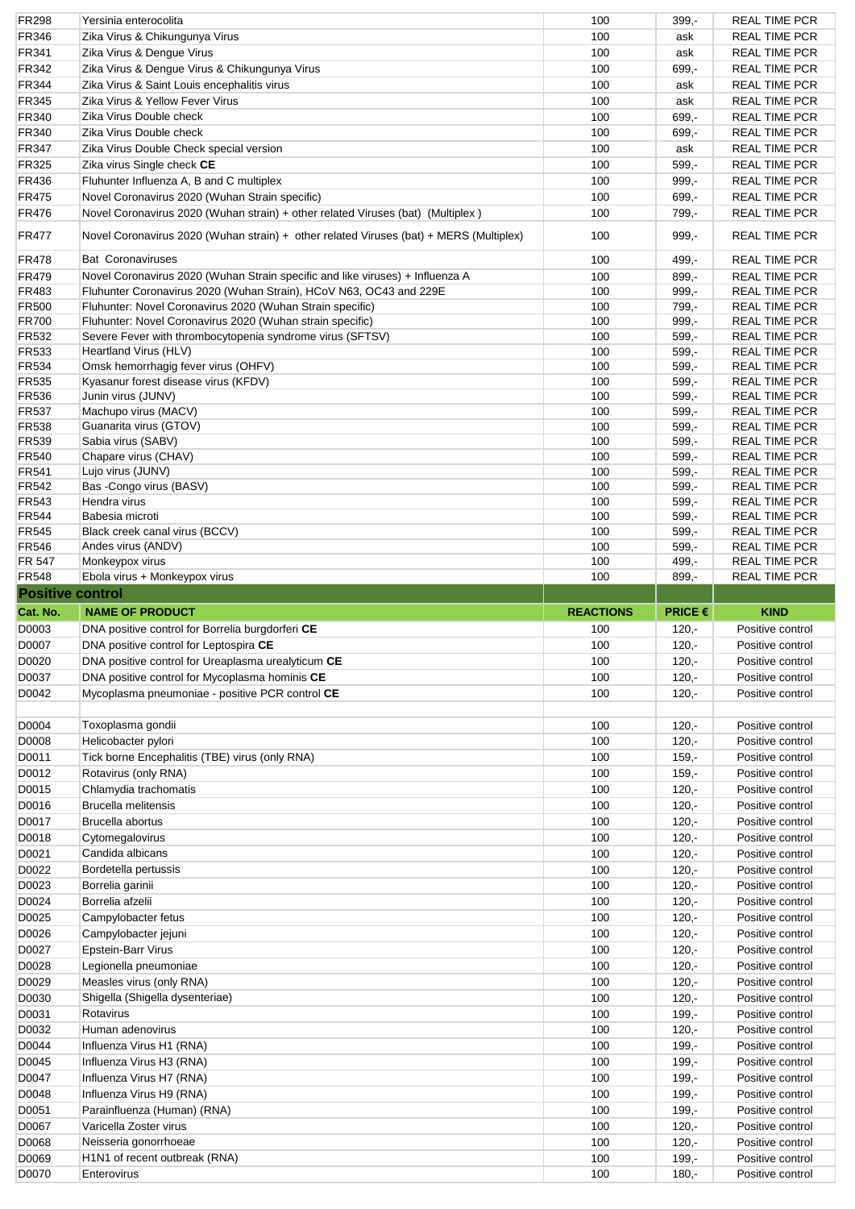| | | | | |
|---|---|---|---|---|
| FR298 | Yersinia enterocolita | 100 | 399,- | REAL TIME PCR |
| FR346 | Zika Virus & Chikungunya Virus | 100 | ask | REAL TIME PCR |
| FR341 | Zika Virus & Dengue Virus | 100 | ask | REAL TIME PCR |
| FR342 | Zika Virus & Dengue Virus & Chikungunya Virus | 100 | 699,- | REAL TIME PCR |
| FR344 | Zika Virus & Saint Louis encephalitis virus | 100 | ask | REAL TIME PCR |
| FR345 | Zika Virus & Yellow Fever Virus | 100 | ask | REAL TIME PCR |
| FR340 | Zika Virus Double check | 100 | 699,- | REAL TIME PCR |
| FR340 | Zika Virus Double check | 100 | 699,- | REAL TIME PCR |
| FR347 | Zika Virus Double Check special version | 100 | ask | REAL TIME PCR |
| FR325 | Zika virus Single check **CE** | 100 | 599,- | REAL TIME PCR |
| FR436 | Fluhunter Influenza A, B and C multiplex | 100 | 999,- | REAL TIME PCR |
| FR475 | Novel Coronavirus 2020 (Wuhan Strain specific) | 100 | 699,- | REAL TIME PCR |
| FR476 | Novel Coronavirus 2020 (Wuhan strain) + other related Viruses (bat) (Multiplex ) | 100 | 799,- | REAL TIME PCR |
| FR477 | Novel Coronavirus 2020 (Wuhan strain) + other related Viruses (bat) + MERS (Multiplex) | 100 | 999,- | REAL TIME PCR |
| FR478 | Bat Coronaviruses | 100 | 499,- | REAL TIME PCR |
| FR479 | Novel Coronavirus 2020 (Wuhan Strain specific and like viruses) + Influenza A | 100 | 899,- | REAL TIME PCR |
| FR483 | Fluhunter Coronavirus 2020 (Wuhan Strain), HCoV N63, OC43 and 229E | 100 | 999,- | REAL TIME PCR |
| FR500 | Fluhunter: Novel Coronavirus 2020 (Wuhan Strain specific) | 100 | 799,- | REAL TIME PCR |
| FR700 | Fluhunter: Novel Coronavirus 2020 (Wuhan strain specific) | 100 | 999,- | REAL TIME PCR |
| FR532 | Severe Fever with thrombocytopenia syndrome virus (SFTSV) | 100 | 599,- | REAL TIME PCR |
| FR533 | Heartland Virus (HLV) | 100 | 599,- | REAL TIME PCR |
| FR534 | Omsk hemorrhagig fever virus (OHFV) | 100 | 599,- | REAL TIME PCR |
| FR535 | Kyasanur forest disease virus (KFDV) | 100 | 599,- | REAL TIME PCR |
| FR536 | Junin virus (JUNV) | 100 | 599,- | REAL TIME PCR |
| FR537 | Machupo virus (MACV) | 100 | 599,- | REAL TIME PCR |
| FR538 | Guanarita virus (GTOV) | 100 | 599,- | REAL TIME PCR |
| FR539 | Sabia virus (SABV) | 100 | 599,- | REAL TIME PCR |
| FR540 | Chapare virus (CHAV) | 100 | 599,- | REAL TIME PCR |
| FR541 | Lujo virus (JUNV) | 100 | 599,- | REAL TIME PCR |
| FR542 | Bas -Congo virus (BASV) | 100 | 599,- | REAL TIME PCR |
| FR543 | Hendra virus | 100 | 599,- | REAL TIME PCR |
| FR544 | Babesia microti | 100 | 599,- | REAL TIME PCR |
| FR545 | Black creek canal virus (BCCV) | 100 | 599,- | REAL TIME PCR |
| FR546 | Andes virus (ANDV) | 100 | 599,- | REAL TIME PCR |
| FR 547 | Monkeypox virus | 100 | 499,- | REAL TIME PCR |
| FR548 | Ebola virus + Monkeypox virus | 100 | 899,- | REAL TIME PCR |

## Positive control

| Cat. No. | NAME OF PRODUCT | REACTIONS | PRICE € | KIND |
|---|---|---|---|---|
| D0003 | DNA positive control for Borrelia burgdorferi **CE** | 100 | 120,- | Positive control |
| D0007 | DNA positive control for Leptospira **CE** | 100 | 120,- | Positive control |
| D0020 | DNA positive control for Ureaplasma urealyticum **CE** | 100 | 120,- | Positive control |
| D0037 | DNA positive control for Mycoplasma hominis **CE** | 100 | 120,- | Positive control |
| D0042 | Mycoplasma pneumoniae - positive PCR control **CE** | 100 | 120,- | Positive control |
| | | | | |
| D0004 | Toxoplasma gondii | 100 | 120,- | Positive control |
| D0008 | Helicobacter pylori | 100 | 120,- | Positive control |
| D0011 | Tick borne Encephalitis (TBE) virus (only RNA) | 100 | 159,- | Positive control |
| D0012 | Rotavirus (only RNA) | 100 | 159,- | Positive control |
| D0015 | Chlamydia trachomatis | 100 | 120,- | Positive control |
| D0016 | Brucella melitensis | 100 | 120,- | Positive control |
| D0017 | Brucella abortus | 100 | 120,- | Positive control |
| D0018 | Cytomegalovirus | 100 | 120,- | Positive control |
| D0021 | Candida albicans | 100 | 120,- | Positive control |
| D0022 | Bordetella pertussis | 100 | 120,- | Positive control |
| D0023 | Borrelia garinii | 100 | 120,- | Positive control |
| D0024 | Borrelia afzelii | 100 | 120,- | Positive control |
| D0025 | Campylobacter fetus | 100 | 120,- | Positive control |
| D0026 | Campylobacter jejuni | 100 | 120,- | Positive control |
| D0027 | Epstein-Barr Virus | 100 | 120,- | Positive control |
| D0028 | Legionella pneumoniae | 100 | 120,- | Positive control |
| D0029 | Measles virus (only RNA) | 100 | 120,- | Positive control |
| D0030 | Shigella (Shigella dysenteriae) | 100 | 120,- | Positive control |
| D0031 | Rotavirus | 100 | 199,- | Positive control |
| D0032 | Human adenovirus | 100 | 120,- | Positive control |
| D0044 | Influenza Virus H1 (RNA) | 100 | 199,- | Positive control |
| D0045 | Influenza Virus H3 (RNA) | 100 | 199,- | Positive control |
| D0047 | Influenza Virus H7 (RNA) | 100 | 199,- | Positive control |
| D0048 | Influenza Virus H9 (RNA) | 100 | 199,- | Positive control |
| D0051 | Parainfluenza (Human) (RNA) | 100 | 199,- | Positive control |
| D0067 | Varicella Zoster virus | 100 | 120,- | Positive control |
| D0068 | Neisseria gonorrhoeae | 100 | 120,- | Positive control |
| D0069 | H1N1 of recent outbreak (RNA) | 100 | 199,- | Positive control |
| D0070 | Enterovirus | 100 | 180,- | Positive control |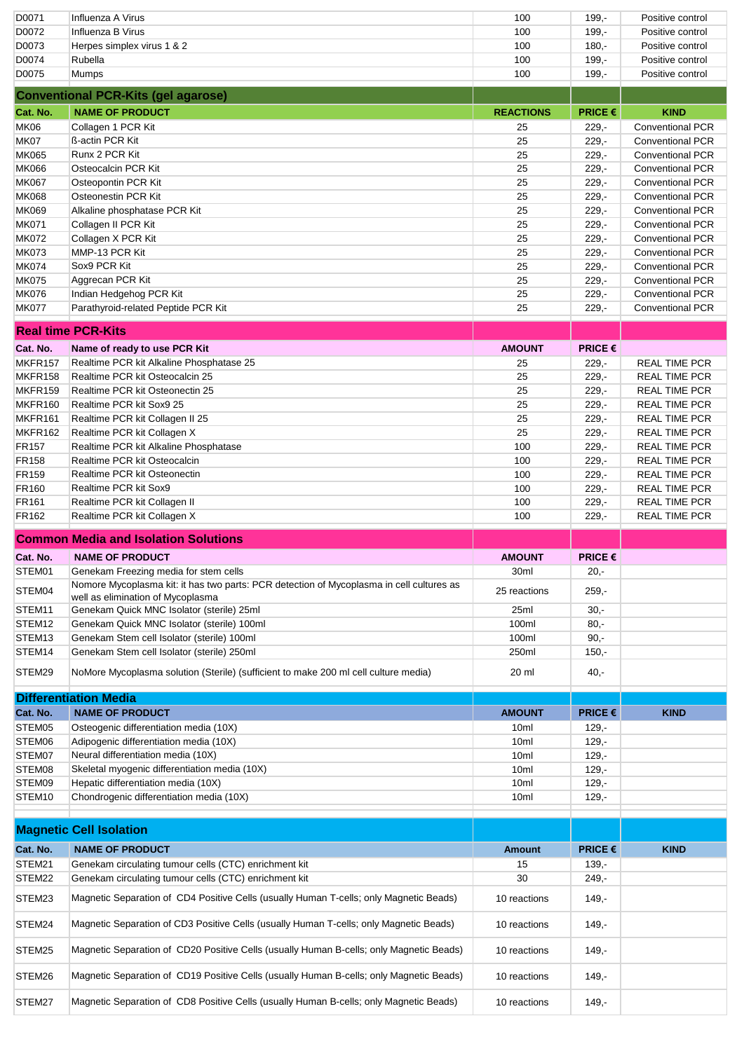| D0071 | Influenza A Virus | 100 | 199,- | Positive control |
|---|---|---|---|---|
| D0072 | Influenza B Virus | 100 | 199,- | Positive control |
| D0073 | Herpes simplex virus 1 & 2 | 100 | 180,- | Positive control |
| D0074 | Rubella | 100 | 199,- | Positive control |
| D0075 | Mumps | 100 | 199,- | Positive control |

## Conventional PCR-Kits (gel agarose)

| Cat. No. | NAME OF PRODUCT | REACTIONS | PRICE € | KIND |
|---|---|---|---|---|
| MK06 | Collagen 1 PCR Kit | 25 | 229,- | Conventional PCR |
| MK07 | ß-actin PCR Kit | 25 | 229,- | Conventional PCR |
| MK065 | Runx 2 PCR Kit | 25 | 229,- | Conventional PCR |
| MK066 | Osteocalcin PCR Kit | 25 | 229,- | Conventional PCR |
| MK067 | Osteopontin PCR Kit | 25 | 229,- | Conventional PCR |
| MK068 | Osteonestin PCR Kit | 25 | 229,- | Conventional PCR |
| MK069 | Alkaline phosphatase PCR Kit | 25 | 229,- | Conventional PCR |
| MK071 | Collagen II PCR Kit | 25 | 229,- | Conventional PCR |
| MK072 | Collagen X PCR Kit | 25 | 229,- | Conventional PCR |
| MK073 | MMP-13 PCR Kit | 25 | 229,- | Conventional PCR |
| MK074 | Sox9 PCR Kit | 25 | 229,- | Conventional PCR |
| MK075 | Aggrecan PCR Kit | 25 | 229,- | Conventional PCR |
| MK076 | Indian Hedgehog PCR Kit | 25 | 229,- | Conventional PCR |
| MK077 | Parathyroid-related Peptide PCR Kit | 25 | 229,- | Conventional PCR |

## Real time PCR-Kits

| Cat. No. | Name of ready to use PCR Kit | AMOUNT | PRICE € | |
|---|---|---|---|---|
| MKFR157 | Realtime PCR kit Alkaline Phosphatase 25 | 25 | 229,- | REAL TIME PCR |
| MKFR158 | Realtime PCR kit Osteocalcin 25 | 25 | 229,- | REAL TIME PCR |
| MKFR159 | Realtime PCR kit Osteonectin 25 | 25 | 229,- | REAL TIME PCR |
| MKFR160 | Realtime PCR kit Sox9 25 | 25 | 229,- | REAL TIME PCR |
| MKFR161 | Realtime PCR kit Collagen II 25 | 25 | 229,- | REAL TIME PCR |
| MKFR162 | Realtime PCR kit Collagen X | 25 | 229,- | REAL TIME PCR |
| FR157 | Realtime PCR kit Alkaline Phosphatase | 100 | 229,- | REAL TIME PCR |
| FR158 | Realtime PCR kit Osteocalcin | 100 | 229,- | REAL TIME PCR |
| FR159 | Realtime PCR kit Osteonectin | 100 | 229,- | REAL TIME PCR |
| FR160 | Realtime PCR kit Sox9 | 100 | 229,- | REAL TIME PCR |
| FR161 | Realtime PCR kit Collagen II | 100 | 229,- | REAL TIME PCR |
| FR162 | Realtime PCR kit Collagen X | 100 | 229,- | REAL TIME PCR |

## Common Media and Isolation Solutions

| Cat. No. | NAME OF PRODUCT | AMOUNT | PRICE € | |
|---|---|---|---|---|
| STEM01 | Genekam Freezing media for stem cells | 30ml | 20,- | |
| STEM04 | Nomore Mycoplasma kit: it has two parts: PCR detection of Mycoplasma in cell cultures as well as elimination of Mycoplasma | 25 reactions | 259,- | |
| STEM11 | Genekam Quick MNC Isolator (sterile) 25ml | 25ml | 30,- | |
| STEM12 | Genekam Quick MNC Isolator (sterile) 100ml | 100ml | 80,- | |
| STEM13 | Genekam Stem cell Isolator (sterile) 100ml | 100ml | 90,- | |
| STEM14 | Genekam Stem cell Isolator (sterile) 250ml | 250ml | 150,- | |
| STEM29 | NoMore Mycoplasma solution (Sterile) (sufficient to make 200 ml cell culture media) | 20 ml | 40,- | |

## Differentiation Media

| Cat. No. | NAME OF PRODUCT | AMOUNT | PRICE € | KIND |
|---|---|---|---|---|
| STEM05 | Osteogenic differentiation media (10X) | 10ml | 129,- | |
| STEM06 | Adipogenic differentiation media (10X) | 10ml | 129,- | |
| STEM07 | Neural differentiation media (10X) | 10ml | 129,- | |
| STEM08 | Skeletal myogenic differentiation media (10X) | 10ml | 129,- | |
| STEM09 | Hepatic differentiation media (10X) | 10ml | 129,- | |
| STEM10 | Chondrogenic differentiation media (10X) | 10ml | 129,- | |

## Magnetic Cell Isolation

| Cat. No. | NAME OF PRODUCT | Amount | PRICE € | KIND |
|---|---|---|---|---|
| STEM21 | Genekam circulating tumour cells (CTC) enrichment kit | 15 | 139,- | |
| STEM22 | Genekam circulating tumour cells (CTC) enrichment kit | 30 | 249,- | |
| STEM23 | Magnetic Separation of CD4 Positive Cells (usually Human T-cells; only Magnetic Beads) | 10 reactions | 149,- | |
| STEM24 | Magnetic Separation of CD3 Positive Cells (usually Human T-cells; only Magnetic Beads) | 10 reactions | 149,- | |
| STEM25 | Magnetic Separation of CD20 Positive Cells (usually Human B-cells; only Magnetic Beads) | 10 reactions | 149,- | |
| STEM26 | Magnetic Separation of CD19 Positive Cells (usually Human B-cells; only Magnetic Beads) | 10 reactions | 149,- | |
| STEM27 | Magnetic Separation of CD8 Positive Cells (usually Human B-cells; only Magnetic Beads) | 10 reactions | 149,- | |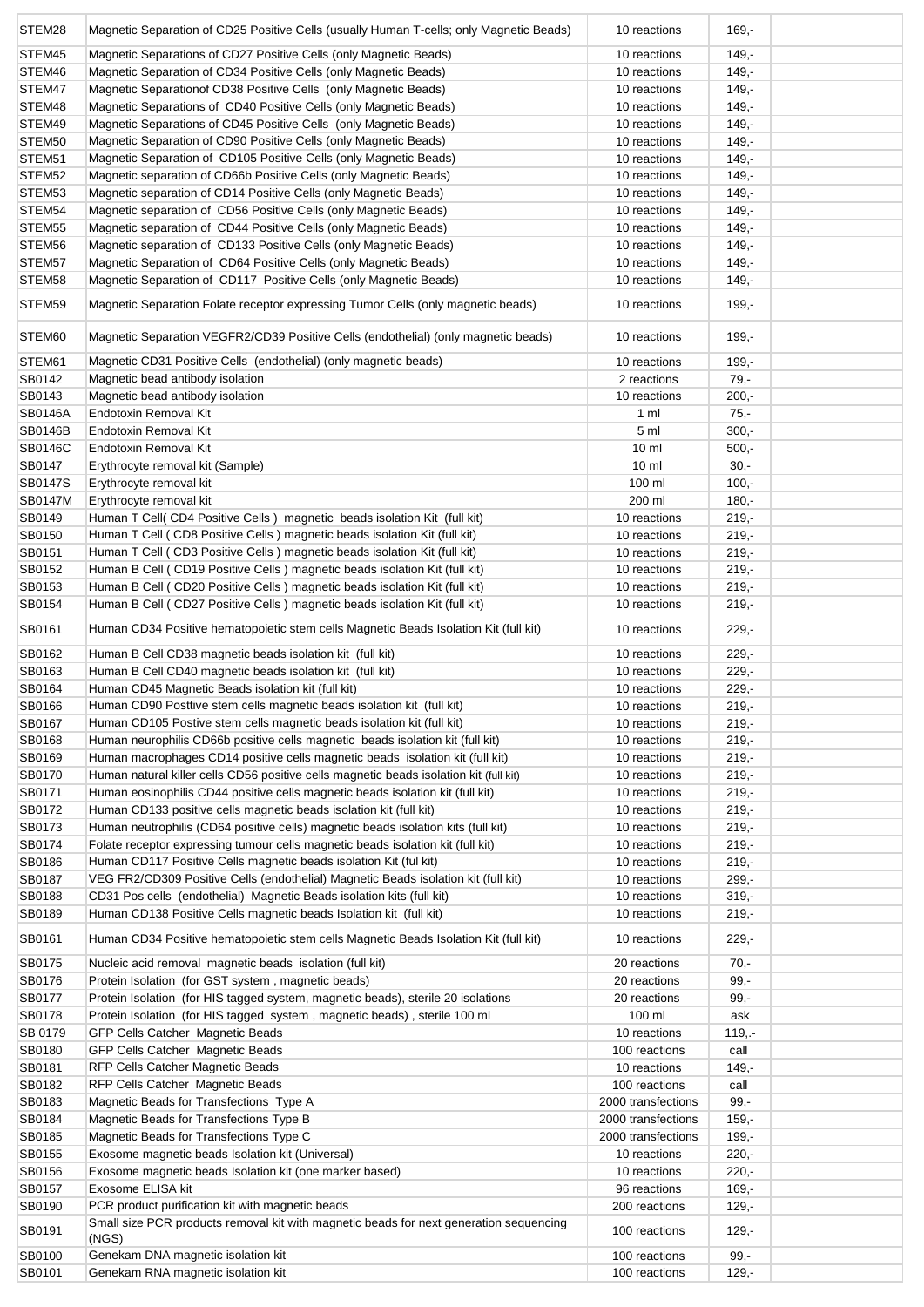| | | | | |
|---|---|---|---|---|
| STEM28 | Magnetic Separation of CD25 Positive Cells (usually Human T-cells; only Magnetic Beads) | 10 reactions | 169,- | |
| STEM45 | Magnetic Separations of CD27 Positive Cells (only Magnetic Beads) | 10 reactions | 149,- | |
| STEM46 | Magnetic Separation of CD34 Positive Cells (only Magnetic Beads) | 10 reactions | 149,- | |
| STEM47 | Magnetic Separationof CD38 Positive Cells (only Magnetic Beads) | 10 reactions | 149,- | |
| STEM48 | Magnetic Separations of CD40 Positive Cells (only Magnetic Beads) | 10 reactions | 149,- | |
| STEM49 | Magnetic Separations of CD45 Positive Cells (only Magnetic Beads) | 10 reactions | 149,- | |
| STEM50 | Magnetic Separation of CD90 Positive Cells (only Magnetic Beads) | 10 reactions | 149,- | |
| STEM51 | Magnetic Separation of CD105 Positive Cells (only Magnetic Beads) | 10 reactions | 149,- | |
| STEM52 | Magnetic separation of CD66b Positive Cells (only Magnetic Beads) | 10 reactions | 149,- | |
| STEM53 | Magnetic separation of CD14 Positive Cells (only Magnetic Beads) | 10 reactions | 149,- | |
| STEM54 | Magnetic separation of CD56 Positive Cells (only Magnetic Beads) | 10 reactions | 149,- | |
| STEM55 | Magnetic separation of CD44 Positive Cells (only Magnetic Beads) | 10 reactions | 149,- | |
| STEM56 | Magnetic separation of CD133 Positive Cells (only Magnetic Beads) | 10 reactions | 149,- | |
| STEM57 | Magnetic Separation of CD64 Positive Cells (only Magnetic Beads) | 10 reactions | 149,- | |
| STEM58 | Magnetic Separation of CD117 Positive Cells (only Magnetic Beads) | 10 reactions | 149,- | |
| STEM59 | Magnetic Separation Folate receptor expressing Tumor Cells (only magnetic beads) | 10 reactions | 199,- | |
| STEM60 | Magnetic Separation VEGFR2/CD39 Positive Cells (endothelial) (only magnetic beads) | 10 reactions | 199,- | |
| STEM61 | Magnetic CD31 Positive Cells (endothelial) (only magnetic beads) | 10 reactions | 199,- | |
| SB0142 | Magnetic bead antibody isolation | 2 reactions | 79,- | |
| SB0143 | Magnetic bead antibody isolation | 10 reactions | 200,- | |
| SB0146A | Endotoxin Removal Kit | 1 ml | 75,- | |
| SB0146B | Endotoxin Removal Kit | 5 ml | 300,- | |
| SB0146C | Endotoxin Removal Kit | 10 ml | 500,- | |
| SB0147 | Erythrocyte removal kit (Sample) | 10 ml | 30,- | |
| SB0147S | Erythrocyte removal kit | 100 ml | 100,- | |
| SB0147M | Erythrocyte removal kit | 200 ml | 180,- | |
| SB0149 | Human T Cell( CD4 Positive Cells ) magnetic beads isolation Kit (full kit) | 10 reactions | 219,- | |
| SB0150 | Human T Cell ( CD8 Positive Cells ) magnetic beads isolation Kit (full kit) | 10 reactions | 219,- | |
| SB0151 | Human T Cell ( CD3 Positive Cells ) magnetic beads isolation Kit (full kit) | 10 reactions | 219,- | |
| SB0152 | Human B Cell ( CD19 Positive Cells ) magnetic beads isolation Kit (full kit) | 10 reactions | 219,- | |
| SB0153 | Human B Cell ( CD20 Positive Cells ) magnetic beads isolation Kit (full kit) | 10 reactions | 219,- | |
| SB0154 | Human B Cell ( CD27 Positive Cells ) magnetic beads isolation Kit (full kit) | 10 reactions | 219,- | |
| SB0161 | Human CD34 Positive hematopoietic stem cells Magnetic Beads Isolation Kit (full kit) | 10 reactions | 229,- | |
| SB0162 | Human B Cell CD38 magnetic beads isolation kit (full kit) | 10 reactions | 229,- | |
| SB0163 | Human B Cell CD40 magnetic beads isolation kit (full kit) | 10 reactions | 229,- | |
| SB0164 | Human CD45 Magnetic Beads isolation kit (full kit) | 10 reactions | 229,- | |
| SB0166 | Human CD90 Posttive stem cells magnetic beads isolation kit (full kit) | 10 reactions | 219,- | |
| SB0167 | Human CD105 Postive stem cells magnetic beads isolation kit (full kit) | 10 reactions | 219,- | |
| SB0168 | Human neurophilis CD66b positive cells magnetic beads isolation kit (full kit) | 10 reactions | 219,- | |
| SB0169 | Human macrophages CD14 positive cells magnetic beads isolation kit (full kit) | 10 reactions | 219,- | |
| SB0170 | Human natural killer cells CD56 positive cells magnetic beads isolation kit (full kit) | 10 reactions | 219,- | |
| SB0171 | Human eosinophilis CD44 positive cells magnetic beads isolation kit (full kit) | 10 reactions | 219,- | |
| SB0172 | Human CD133 positive cells magnetic beads isolation kit (full kit) | 10 reactions | 219,- | |
| SB0173 | Human neutrophilis (CD64 positive cells) magnetic beads isolation kits (full kit) | 10 reactions | 219,- | |
| SB0174 | Folate receptor expressing tumour cells magnetic beads isolation kit (full kit) | 10 reactions | 219,- | |
| SB0186 | Human CD117 Positive Cells magnetic beads isolation Kit (ful kit) | 10 reactions | 219,- | |
| SB0187 | VEG FR2/CD309 Positive Cells (endothelial) Magnetic Beads isolation kit (full kit) | 10 reactions | 299,- | |
| SB0188 | CD31 Pos cells (endothelial) Magnetic Beads isolation kits (full kit) | 10 reactions | 319,- | |
| SB0189 | Human CD138 Positive Cells magnetic beads Isolation kit (full kit) | 10 reactions | 219,- | |
| SB0161 | Human CD34 Positive hematopoietic stem cells Magnetic Beads Isolation Kit (full kit) | 10 reactions | 229,- | |
| SB0175 | Nucleic acid removal magnetic beads isolation (full kit) | 20 reactions | 70,- | |
| SB0176 | Protein Isolation (for GST system , magnetic beads) | 20 reactions | 99,- | |
| SB0177 | Protein Isolation (for HIS tagged system, magnetic beads), sterile 20 isolations | 20 reactions | 99,- | |
| SB0178 | Protein Isolation (for HIS tagged system , magnetic beads) , sterile 100 ml | 100 ml | ask | |
| SB 0179 | GFP Cells Catcher Magnetic Beads | 10 reactions | 119,.- | |
| SB0180 | GFP Cells Catcher Magnetic Beads | 100 reactions | call | |
| SB0181 | RFP Cells Catcher Magnetic Beads | 10 reactions | 149,- | |
| SB0182 | RFP Cells Catcher Magnetic Beads | 100 reactions | call | |
| SB0183 | Magnetic Beads for Transfections Type A | 2000 transfections | 99,- | |
| SB0184 | Magnetic Beads for Transfections Type B | 2000 transfections | 159,- | |
| SB0185 | Magnetic Beads for Transfections Type C | 2000 transfections | 199,- | |
| SB0155 | Exosome magnetic beads Isolation kit (Universal) | 10 reactions | 220,- | |
| SB0156 | Exosome magnetic beads Isolation kit (one marker based) | 10 reactions | 220,- | |
| SB0157 | Exosome ELISA kit | 96 reactions | 169,- | |
| SB0190 | PCR product purification kit with magnetic beads | 200 reactions | 129,- | |
| SB0191 | Small size PCR products removal kit with magnetic beads for next generation sequencing (NGS) | 100 reactions | 129,- | |
| SB0100 | Genekam DNA magnetic isolation kit | 100 reactions | 99,- | |
| SB0101 | Genekam RNA magnetic isolation kit | 100 reactions | 129,- | |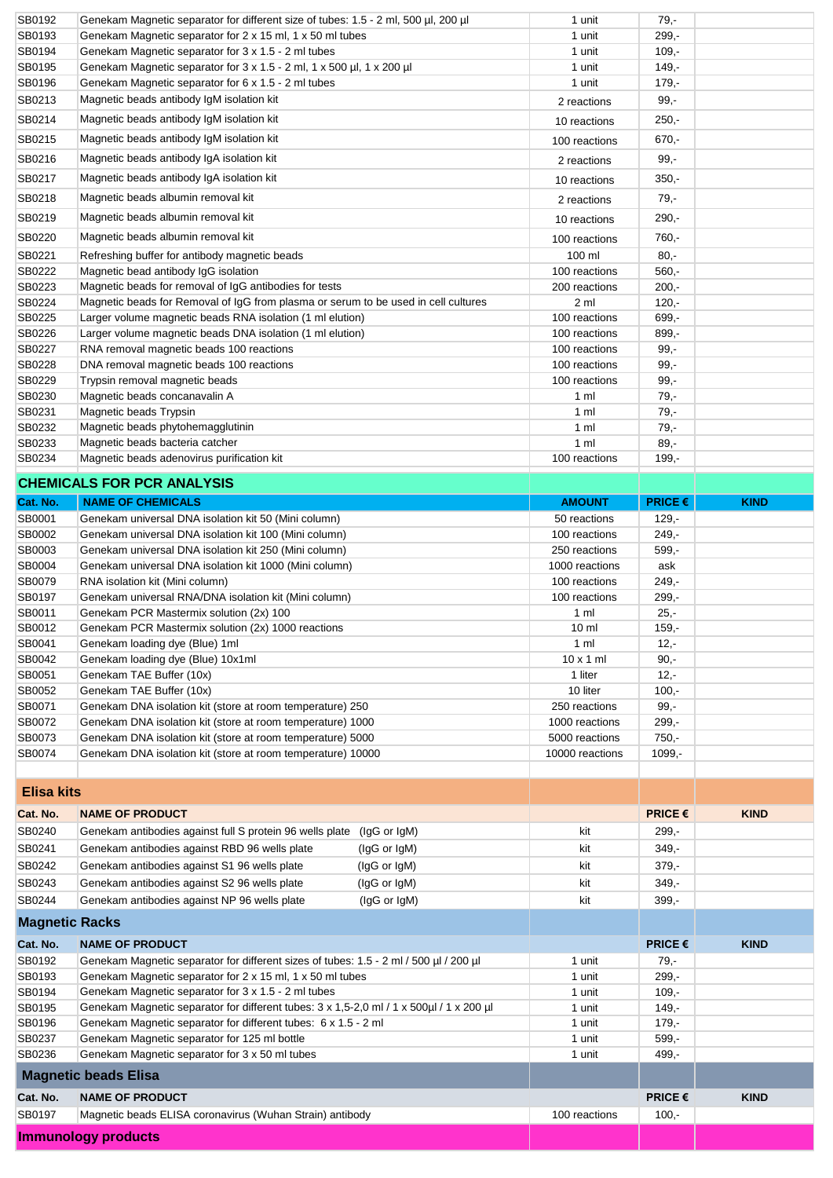| | | | | |
|---|---|---|---|---|
| SB0192 | Genekam Magnetic separator for different size of tubes: 1.5 - 2 ml, 500 µl, 200 µl | 1 unit | 79,- | |
| SB0193 | Genekam Magnetic separator for 2 x 15 ml, 1 x 50 ml tubes | 1 unit | 299,- | |
| SB0194 | Genekam Magnetic separator for 3 x 1.5 - 2 ml tubes | 1 unit | 109,- | |
| SB0195 | Genekam Magnetic separator for 3 x 1.5 - 2 ml, 1 x 500 µl, 1 x 200 µl | 1 unit | 149,- | |
| SB0196 | Genekam Magnetic separator for 6 x 1.5 - 2 ml tubes | 1 unit | 179,- | |
| SB0213 | Magnetic beads antibody IgM isolation kit | 2 reactions | 99,- | |
| SB0214 | Magnetic beads antibody IgM isolation kit | 10 reactions | 250,- | |
| SB0215 | Magnetic beads antibody IgM isolation kit | 100 reactions | 670,- | |
| SB0216 | Magnetic beads antibody IgA isolation kit | 2 reactions | 99,- | |
| SB0217 | Magnetic beads antibody IgA isolation kit | 10 reactions | 350,- | |
| SB0218 | Magnetic beads albumin removal kit | 2 reactions | 79,- | |
| SB0219 | Magnetic beads albumin removal kit | 10 reactions | 290,- | |
| SB0220 | Magnetic beads albumin removal kit | 100 reactions | 760,- | |
| SB0221 | Refreshing buffer for antibody magnetic beads | 100 ml | 80,- | |
| SB0222 | Magnetic bead antibody IgG isolation | 100 reactions | 560,- | |
| SB0223 | Magnetic beads for removal of IgG antibodies for tests | 200 reactions | 200,- | |
| SB0224 | Magnetic beads for Removal of IgG from plasma or serum to be used in cell cultures | 2 ml | 120,- | |
| SB0225 | Larger volume magnetic beads RNA isolation (1 ml elution) | 100 reactions | 699,- | |
| SB0226 | Larger volume magnetic beads DNA isolation (1 ml elution) | 100 reactions | 899,- | |
| SB0227 | RNA removal magnetic beads 100 reactions | 100 reactions | 99,- | |
| SB0228 | DNA removal magnetic beads 100 reactions | 100 reactions | 99,- | |
| SB0229 | Trypsin removal magnetic beads | 100 reactions | 99,- | |
| SB0230 | Magnetic beads concanavalin A | 1 ml | 79,- | |
| SB0231 | Magnetic beads Trypsin | 1 ml | 79,- | |
| SB0232 | Magnetic beads phytohemagglutinin | 1 ml | 79,- | |
| SB0233 | Magnetic beads bacteria catcher | 1 ml | 89,- | |
| SB0234 | Magnetic beads adenovirus purification kit | 100 reactions | 199,- | |

## CHEMICALS FOR PCR ANALYSIS

| Cat. No. | NAME OF CHEMICALS | AMOUNT | PRICE € | KIND |
|---|---|---|---|---|
| SB0001 | Genekam universal DNA isolation kit 50 (Mini column) | 50 reactions | 129,- | |
| SB0002 | Genekam universal DNA isolation kit 100 (Mini column) | 100 reactions | 249,- | |
| SB0003 | Genekam universal DNA isolation kit 250 (Mini column) | 250 reactions | 599,- | |
| SB0004 | Genekam universal DNA isolation kit 1000 (Mini column) | 1000 reactions | ask | |
| SB0079 | RNA isolation kit (Mini column) | 100 reactions | 249,- | |
| SB0197 | Genekam universal RNA/DNA isolation kit (Mini column) | 100 reactions | 299,- | |
| SB0011 | Genekam PCR Mastermix solution (2x) 100 | 1 ml | 25,- | |
| SB0012 | Genekam PCR Mastermix solution (2x) 1000 reactions | 10 ml | 159,- | |
| SB0041 | Genekam loading dye (Blue) 1ml | 1 ml | 12,- | |
| SB0042 | Genekam loading dye (Blue) 10x1ml | 10 x 1 ml | 90,- | |
| SB0051 | Genekam TAE Buffer (10x) | 1 liter | 12,- | |
| SB0052 | Genekam TAE Buffer (10x) | 10 liter | 100,- | |
| SB0071 | Genekam DNA isolation kit (store at room temperature) 250 | 250 reactions | 99,- | |
| SB0072 | Genekam DNA isolation kit (store at room temperature) 1000 | 1000 reactions | 299,- | |
| SB0073 | Genekam DNA isolation kit (store at room temperature) 5000 | 5000 reactions | 750,- | |
| SB0074 | Genekam DNA isolation kit (store at room temperature) 10000 | 10000 reactions | 1099,- | |

## Elisa kits

| Cat. No. | NAME OF PRODUCT | | PRICE € | KIND |
|---|---|---|---|---|
| SB0240 | Genekam antibodies against full S protein 96 wells plate (IgG or IgM) | kit | 299,- | |
| SB0241 | Genekam antibodies against RBD 96 wells plate (IgG or IgM) | kit | 349,- | |
| SB0242 | Genekam antibodies against S1 96 wells plate (IgG or IgM) | kit | 379,- | |
| SB0243 | Genekam antibodies against S2 96 wells plate (IgG or IgM) | kit | 349,- | |
| SB0244 | Genekam antibodies against NP 96 wells plate (IgG or IgM) | kit | 399,- | |

## Magnetic Racks

| Cat. No. | NAME OF PRODUCT | | PRICE € | KIND |
|---|---|---|---|---|
| SB0192 | Genekam Magnetic separator for different sizes of tubes: 1.5 - 2 ml / 500 µl / 200 µl | 1 unit | 79,- | |
| SB0193 | Genekam Magnetic separator for 2 x 15 ml, 1 x 50 ml tubes | 1 unit | 299,- | |
| SB0194 | Genekam Magnetic separator for 3 x 1.5 - 2 ml tubes | 1 unit | 109,- | |
| SB0195 | Genekam Magnetic separator for different tubes: 3 x 1,5-2,0 ml / 1 x 500µl / 1 x 200 µl | 1 unit | 149,- | |
| SB0196 | Genekam Magnetic separator for different tubes: 6 x 1.5 - 2 ml | 1 unit | 179,- | |
| SB0237 | Genekam Magnetic separator for 125 ml bottle | 1 unit | 599,- | |
| SB0236 | Genekam Magnetic separator for 3 x 50 ml tubes | 1 unit | 499,- | |

## Magnetic beads Elisa

| Cat. No. | NAME OF PRODUCT | | PRICE € | KIND |
|---|---|---|---|---|
| SB0197 | Magnetic beads ELISA coronavirus (Wuhan Strain) antibody | 100 reactions | 100,- | |

## Immunology products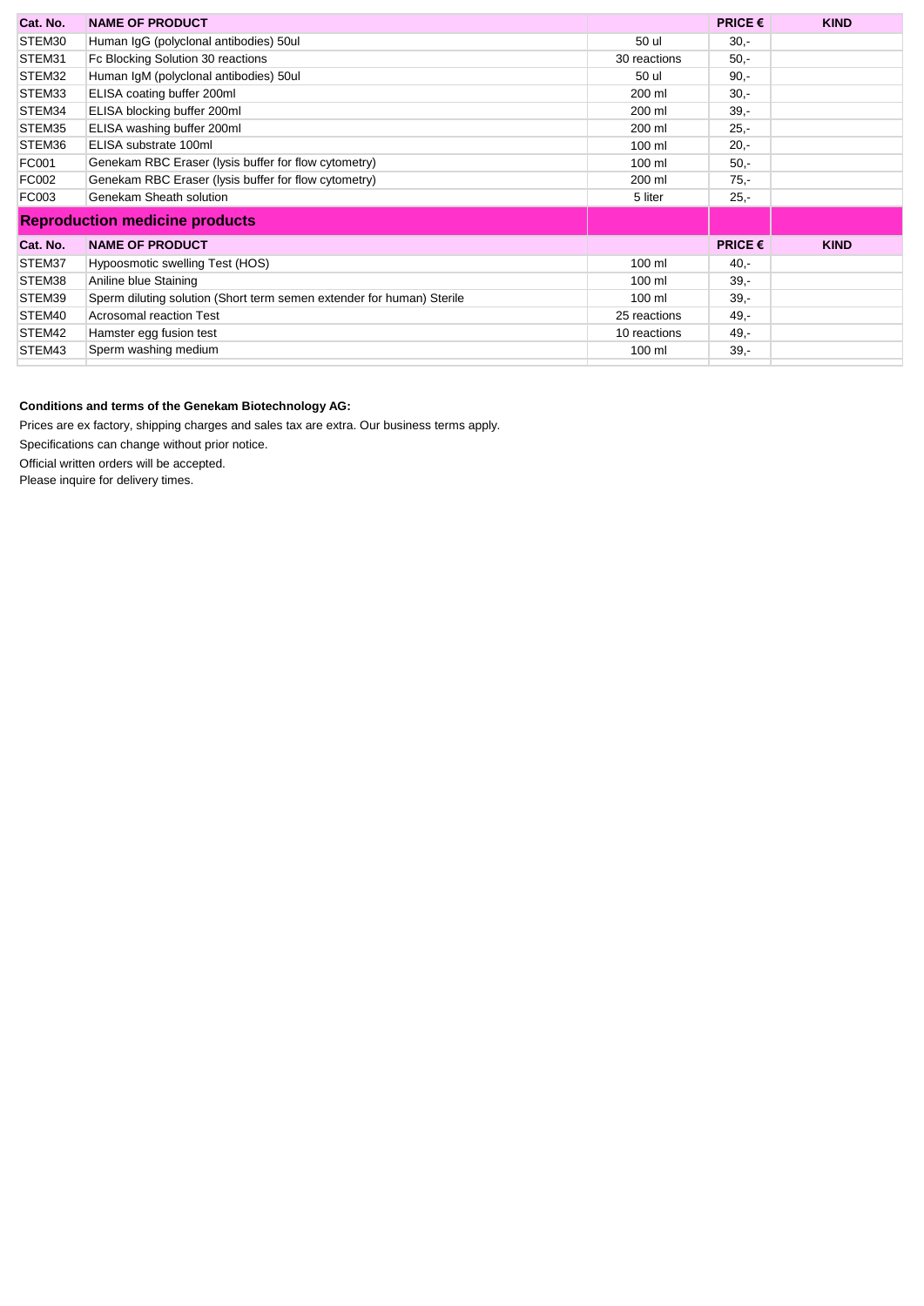| Cat. No. | NAME OF PRODUCT | | PRICE € | KIND |
| --- | --- | --- | --- | --- |
| STEM30 | Human IgG (polyclonal antibodies) 50ul | 50 ul | 30,- | |
| STEM31 | Fc Blocking Solution 30 reactions | 30 reactions | 50,- | |
| STEM32 | Human IgM (polyclonal antibodies) 50ul | 50 ul | 90,- | |
| STEM33 | ELISA coating buffer 200ml | 200 ml | 30,- | |
| STEM34 | ELISA blocking buffer 200ml | 200 ml | 39,- | |
| STEM35 | ELISA washing buffer 200ml | 200 ml | 25,- | |
| STEM36 | ELISA substrate 100ml | 100 ml | 20,- | |
| FC001 | Genekam RBC Eraser (lysis buffer for flow cytometry) | 100 ml | 50,- | |
| FC002 | Genekam RBC Eraser (lysis buffer for flow cytometry) | 200 ml | 75,- | |
| FC003 | Genekam Sheath solution | 5 liter | 25,- | |

## Reproduction medicine products

| Cat. No. | NAME OF PRODUCT | | PRICE € | KIND |
| --- | --- | --- | --- | --- |
| STEM37 | Hypoosmotic swelling Test (HOS) | 100 ml | 40,- | |
| STEM38 | Aniline blue Staining | 100 ml | 39,- | |
| STEM39 | Sperm diluting solution (Short term semen extender for human) Sterile | 100 ml | 39,- | |
| STEM40 | Acrosomal reaction Test | 25 reactions | 49,- | |
| STEM42 | Hamster egg fusion test | 10 reactions | 49,- | |
| STEM43 | Sperm washing medium | 100 ml | 39,- | |

**Conditions and terms of the Genekam Biotechnology AG:**

Prices are ex factory, shipping charges and sales tax are extra. Our business terms apply.

Specifications can change without prior notice.

Official written orders will be accepted.

Please inquire for delivery times.